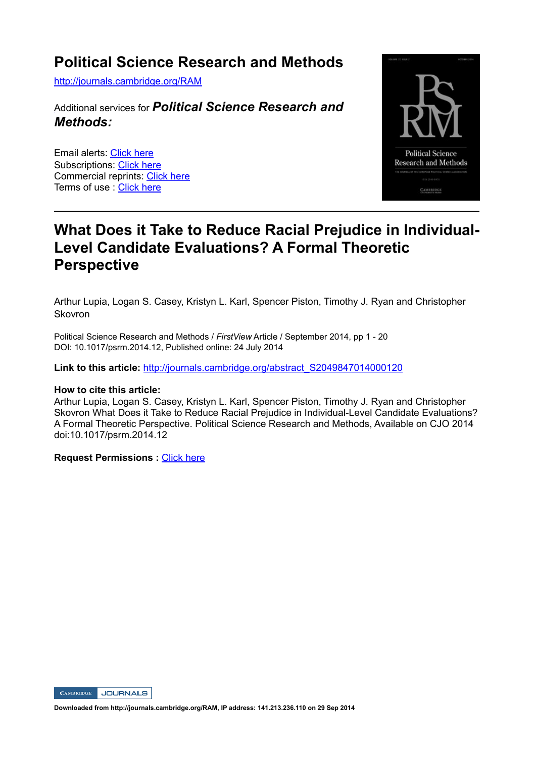# Political Science Research and Methods

http://journals.cambridge.org/RAM

Additional services for ***Political Science Research and Methods:***

Email alerts: Click here
Subscriptions: Click here
Commercial reprints: Click here
Terms of use : Click here

---

## What Does it Take to Reduce Racial Prejudice in Individual-Level Candidate Evaluations? A Formal Theoretic Perspective

Arthur Lupia, Logan S. Casey, Kristyn L. Karl, Spencer Piston, Timothy J. Ryan and Christopher Skovron

Political Science Research and Methods / *FirstView* Article / September 2014, pp 1 - 20
DOI: 10.1017/psrm.2014.12, Published online: 24 July 2014

**Link to this article:** http://journals.cambridge.org/abstract_S2049847014000120

**How to cite this article:**
Arthur Lupia, Logan S. Casey, Kristyn L. Karl, Spencer Piston, Timothy J. Ryan and Christopher Skovron What Does it Take to Reduce Racial Prejudice in Individual-Level Candidate Evaluations? A Formal Theoretic Perspective. Political Science Research and Methods, Available on CJO 2014 doi:10.1017/psrm.2014.12

**Request Permissions :** Click here

Downloaded from http://journals.cambridge.org/RAM, IP address: 141.213.236.110 on 29 Sep 2014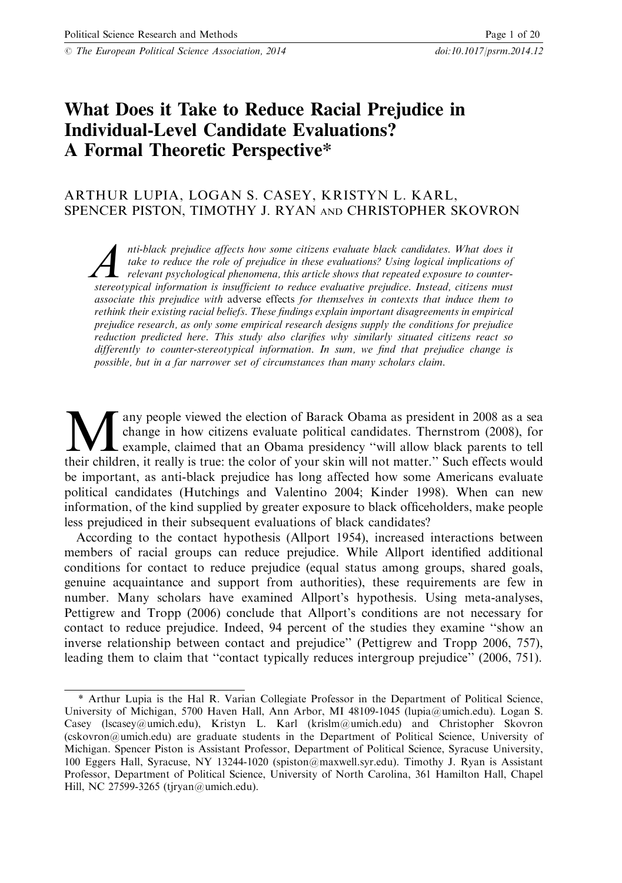# What Does it Take to Reduce Racial Prejudice in Individual-Level Candidate Evaluations? A Formal Theoretic Perspective*

ARTHUR LUPIA, LOGAN S. CASEY, KRISTYN L. KARL, SPENCER PISTON, TIMOTHY J. RYAN AND CHRISTOPHER SKOVRON

*Anti-black prejudice affects how some citizens evaluate black candidates. What does it take to reduce the role of prejudice in these evaluations? Using logical implications of relevant psychological phenomena, this article shows that repeated exposure to counter-stereotypical information is insufficient to reduce evaluative prejudice. Instead, citizens must associate this prejudice with adverse effects* for themselves *in contexts that induce them to rethink their existing racial beliefs. These findings explain important disagreements in empirical prejudice research, as only some empirical research designs supply the conditions for prejudice reduction predicted here. This study also clarifies why similarly situated citizens react so differently to counter-stereotypical information. In sum, we find that prejudice change is possible, but in a far narrower set of circumstances than many scholars claim.*

Many people viewed the election of Barack Obama as president in 2008 as a sea change in how citizens evaluate political candidates. Thernstrom (2008), for example, claimed that an Obama presidency "will allow black parents to tell their children, it really is true: the color of your skin will not matter." Such effects would be important, as anti-black prejudice has long affected how some Americans evaluate political candidates (Hutchings and Valentino 2004; Kinder 1998). When can new information, of the kind supplied by greater exposure to black officeholders, make people less prejudiced in their subsequent evaluations of black candidates?

According to the contact hypothesis (Allport 1954), increased interactions between members of racial groups can reduce prejudice. While Allport identified additional conditions for contact to reduce prejudice (equal status among groups, shared goals, genuine acquaintance and support from authorities), these requirements are few in number. Many scholars have examined Allport's hypothesis. Using meta-analyses, Pettigrew and Tropp (2006) conclude that Allport's conditions are not necessary for contact to reduce prejudice. Indeed, 94 percent of the studies they examine "show an inverse relationship between contact and prejudice" (Pettigrew and Tropp 2006, 757), leading them to claim that "contact typically reduces intergroup prejudice" (2006, 751).

---

\* Arthur Lupia is the Hal R. Varian Collegiate Professor in the Department of Political Science, University of Michigan, 5700 Haven Hall, Ann Arbor, MI 48109-1045 (lupia@umich.edu). Logan S. Casey (lscasey@umich.edu), Kristyn L. Karl (krislm@umich.edu) and Christopher Skovron (cskovron@umich.edu) are graduate students in the Department of Political Science, University of Michigan. Spencer Piston is Assistant Professor, Department of Political Science, Syracuse University, 100 Eggers Hall, Syracuse, NY 13244-1020 (spiston@maxwell.syr.edu). Timothy J. Ryan is Assistant Professor, Department of Political Science, University of North Carolina, 361 Hamilton Hall, Chapel Hill, NC 27599-3265 (tjryan@umich.edu).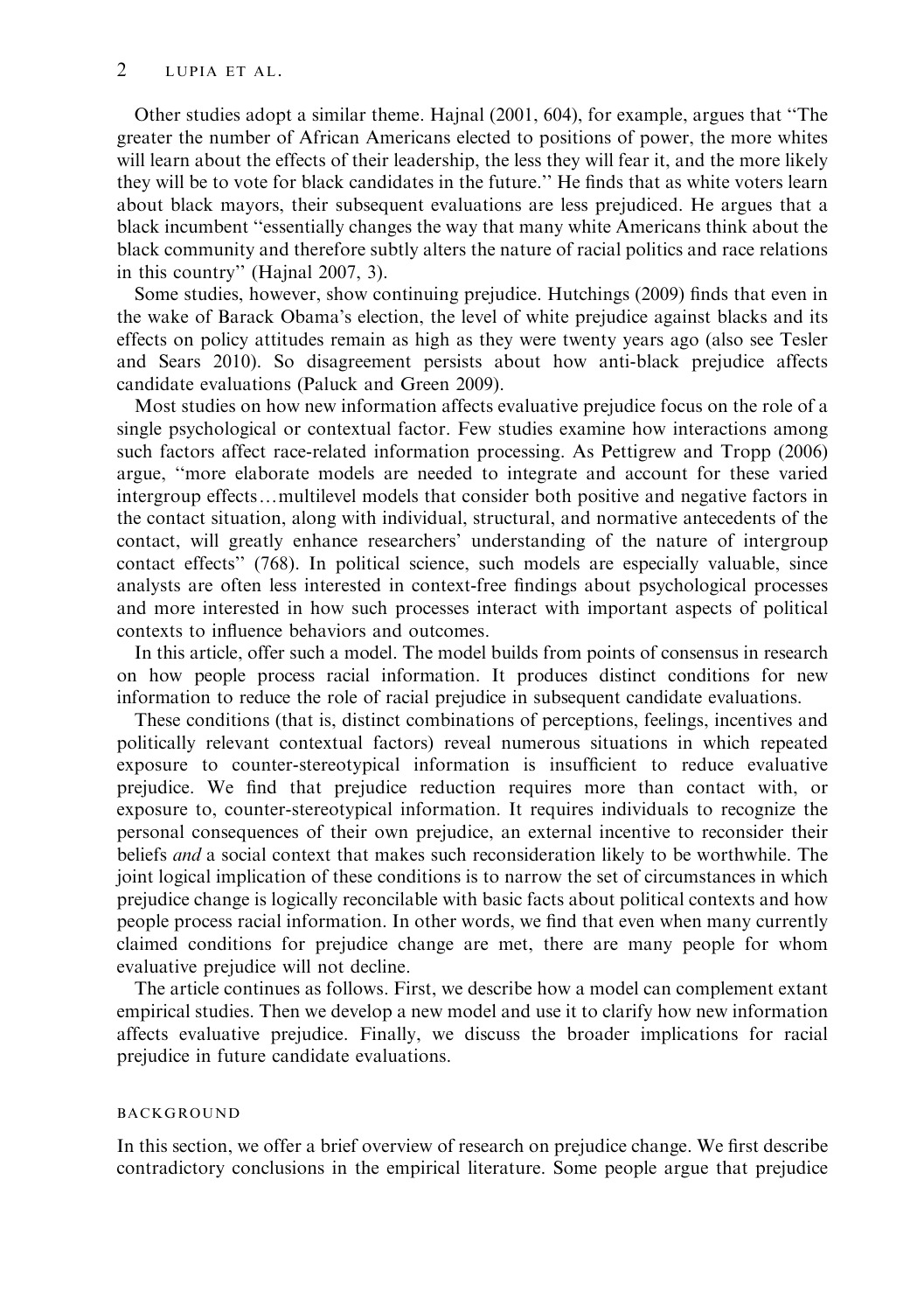Other studies adopt a similar theme. Hajnal (2001, 604), for example, argues that "The greater the number of African Americans elected to positions of power, the more whites will learn about the effects of their leadership, the less they will fear it, and the more likely they will be to vote for black candidates in the future." He finds that as white voters learn about black mayors, their subsequent evaluations are less prejudiced. He argues that a black incumbent "essentially changes the way that many white Americans think about the black community and therefore subtly alters the nature of racial politics and race relations in this country" (Hajnal 2007, 3).

Some studies, however, show continuing prejudice. Hutchings (2009) finds that even in the wake of Barack Obama's election, the level of white prejudice against blacks and its effects on policy attitudes remain as high as they were twenty years ago (also see Tesler and Sears 2010). So disagreement persists about how anti-black prejudice affects candidate evaluations (Paluck and Green 2009).

Most studies on how new information affects evaluative prejudice focus on the role of a single psychological or contextual factor. Few studies examine how interactions among such factors affect race-related information processing. As Pettigrew and Tropp (2006) argue, "more elaborate models are needed to integrate and account for these varied intergroup effects…multilevel models that consider both positive and negative factors in the contact situation, along with individual, structural, and normative antecedents of the contact, will greatly enhance researchers' understanding of the nature of intergroup contact effects" (768). In political science, such models are especially valuable, since analysts are often less interested in context-free findings about psychological processes and more interested in how such processes interact with important aspects of political contexts to influence behaviors and outcomes.

In this article, offer such a model. The model builds from points of consensus in research on how people process racial information. It produces distinct conditions for new information to reduce the role of racial prejudice in subsequent candidate evaluations.

These conditions (that is, distinct combinations of perceptions, feelings, incentives and politically relevant contextual factors) reveal numerous situations in which repeated exposure to counter-stereotypical information is insufficient to reduce evaluative prejudice. We find that prejudice reduction requires more than contact with, or exposure to, counter-stereotypical information. It requires individuals to recognize the personal consequences of their own prejudice, an external incentive to reconsider their beliefs *and* a social context that makes such reconsideration likely to be worthwhile. The joint logical implication of these conditions is to narrow the set of circumstances in which prejudice change is logically reconcilable with basic facts about political contexts and how people process racial information. In other words, we find that even when many currently claimed conditions for prejudice change are met, there are many people for whom evaluative prejudice will not decline.

The article continues as follows. First, we describe how a model can complement extant empirical studies. Then we develop a new model and use it to clarify how new information affects evaluative prejudice. Finally, we discuss the broader implications for racial prejudice in future candidate evaluations.

## BACKGROUND

In this section, we offer a brief overview of research on prejudice change. We first describe contradictory conclusions in the empirical literature. Some people argue that prejudice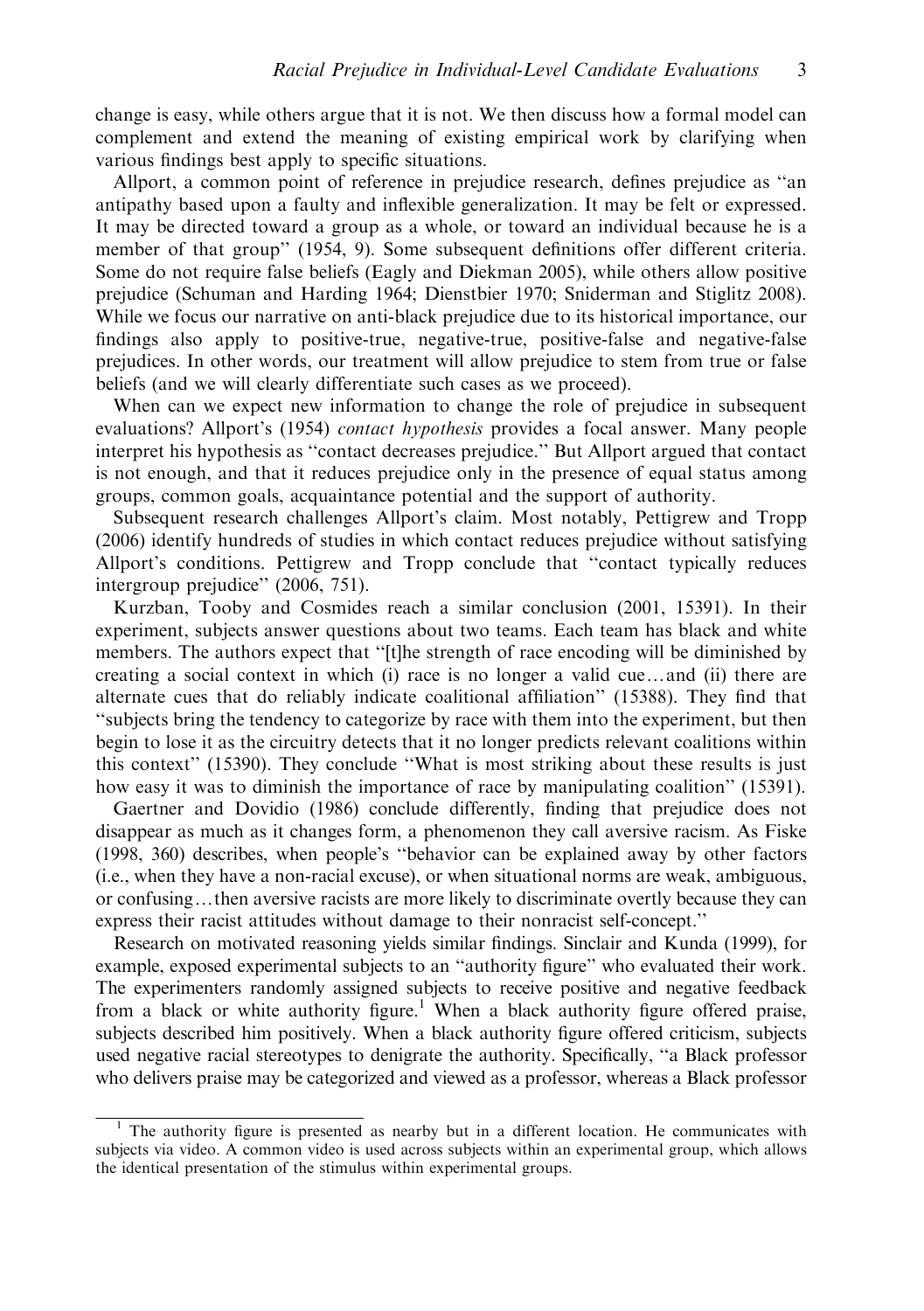change is easy, while others argue that it is not. We then discuss how a formal model can complement and extend the meaning of existing empirical work by clarifying when various findings best apply to specific situations.

Allport, a common point of reference in prejudice research, defines prejudice as ''an antipathy based upon a faulty and inflexible generalization. It may be felt or expressed. It may be directed toward a group as a whole, or toward an individual because he is a member of that group'' (1954, 9). Some subsequent definitions offer different criteria. Some do not require false beliefs (Eagly and Diekman 2005), while others allow positive prejudice (Schuman and Harding 1964; Dienstbier 1970; Sniderman and Stiglitz 2008). While we focus our narrative on anti-black prejudice due to its historical importance, our findings also apply to positive-true, negative-true, positive-false and negative-false prejudices. In other words, our treatment will allow prejudice to stem from true or false beliefs (and we will clearly differentiate such cases as we proceed).

When can we expect new information to change the role of prejudice in subsequent evaluations? Allport's (1954) *contact hypothesis* provides a focal answer. Many people interpret his hypothesis as ''contact decreases prejudice.'' But Allport argued that contact is not enough, and that it reduces prejudice only in the presence of equal status among groups, common goals, acquaintance potential and the support of authority.

Subsequent research challenges Allport's claim. Most notably, Pettigrew and Tropp (2006) identify hundreds of studies in which contact reduces prejudice without satisfying Allport's conditions. Pettigrew and Tropp conclude that ''contact typically reduces intergroup prejudice'' (2006, 751).

Kurzban, Tooby and Cosmides reach a similar conclusion (2001, 15391). In their experiment, subjects answer questions about two teams. Each team has black and white members. The authors expect that ''[t]he strength of race encoding will be diminished by creating a social context in which (i) race is no longer a valid cue…and (ii) there are alternate cues that do reliably indicate coalitional affiliation'' (15388). They find that ''subjects bring the tendency to categorize by race with them into the experiment, but then begin to lose it as the circuitry detects that it no longer predicts relevant coalitions within this context'' (15390). They conclude ''What is most striking about these results is just how easy it was to diminish the importance of race by manipulating coalition'' (15391).

Gaertner and Dovidio (1986) conclude differently, finding that prejudice does not disappear as much as it changes form, a phenomenon they call aversive racism. As Fiske (1998, 360) describes, when people's ''behavior can be explained away by other factors (i.e., when they have a non-racial excuse), or when situational norms are weak, ambiguous, or confusing…then aversive racists are more likely to discriminate overtly because they can express their racist attitudes without damage to their nonracist self-concept.''

Research on motivated reasoning yields similar findings. Sinclair and Kunda (1999), for example, exposed experimental subjects to an ''authority figure'' who evaluated their work. The experimenters randomly assigned subjects to receive positive and negative feedback from a black or white authority figure.[1] When a black authority figure offered praise, subjects described him positively. When a black authority figure offered criticism, subjects used negative racial stereotypes to denigrate the authority. Specifically, ''a Black professor who delivers praise may be categorized and viewed as a professor, whereas a Black professor

[1] The authority figure is presented as nearby but in a different location. He communicates with subjects via video. A common video is used across subjects within an experimental group, which allows the identical presentation of the stimulus within experimental groups.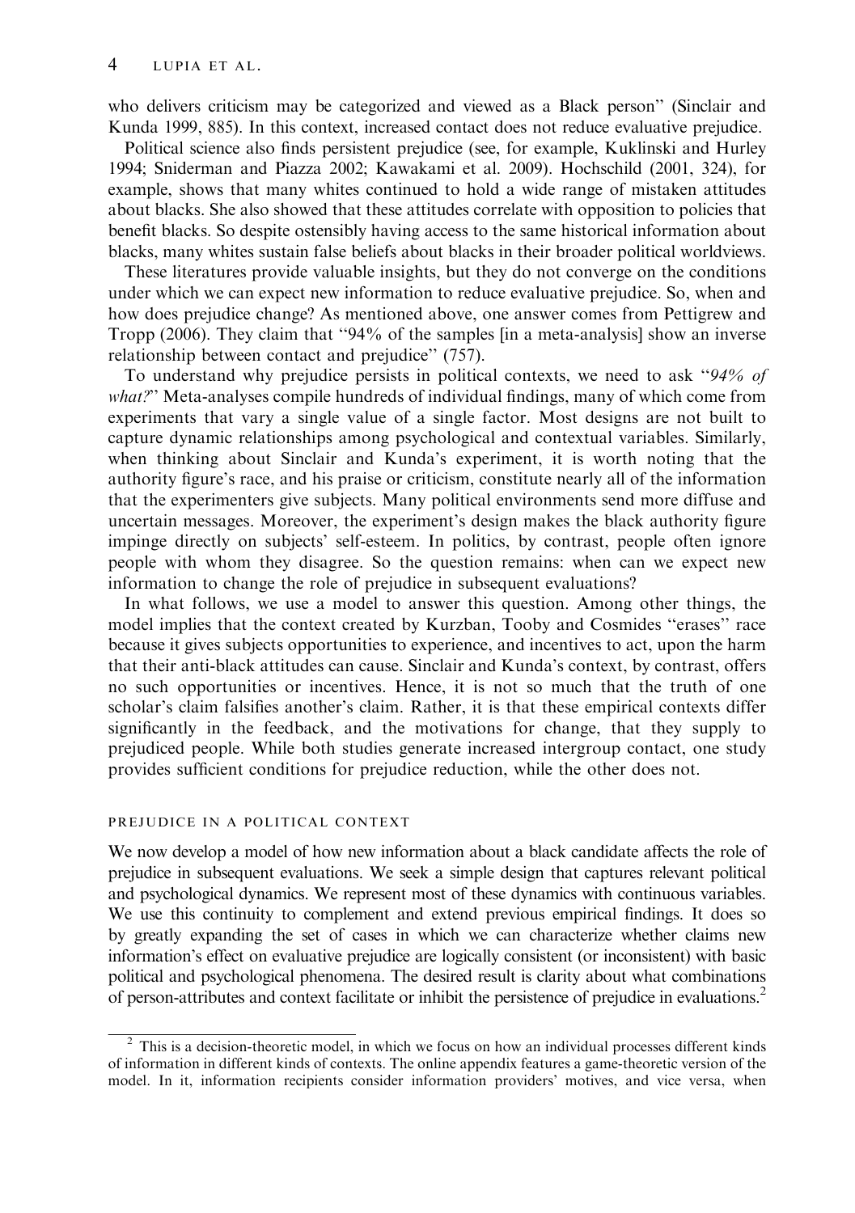who delivers criticism may be categorized and viewed as a Black person'' (Sinclair and Kunda 1999, 885). In this context, increased contact does not reduce evaluative prejudice.

Political science also finds persistent prejudice (see, for example, Kuklinski and Hurley 1994; Sniderman and Piazza 2002; Kawakami et al. 2009). Hochschild (2001, 324), for example, shows that many whites continued to hold a wide range of mistaken attitudes about blacks. She also showed that these attitudes correlate with opposition to policies that benefit blacks. So despite ostensibly having access to the same historical information about blacks, many whites sustain false beliefs about blacks in their broader political worldviews.

These literatures provide valuable insights, but they do not converge on the conditions under which we can expect new information to reduce evaluative prejudice. So, when and how does prejudice change? As mentioned above, one answer comes from Pettigrew and Tropp (2006). They claim that ''94% of the samples [in a meta-analysis] show an inverse relationship between contact and prejudice'' (757).

To understand why prejudice persists in political contexts, we need to ask ''*94% of what?*'' Meta-analyses compile hundreds of individual findings, many of which come from experiments that vary a single value of a single factor. Most designs are not built to capture dynamic relationships among psychological and contextual variables. Similarly, when thinking about Sinclair and Kunda's experiment, it is worth noting that the authority figure's race, and his praise or criticism, constitute nearly all of the information that the experimenters give subjects. Many political environments send more diffuse and uncertain messages. Moreover, the experiment's design makes the black authority figure impinge directly on subjects' self-esteem. In politics, by contrast, people often ignore people with whom they disagree. So the question remains: when can we expect new information to change the role of prejudice in subsequent evaluations?

In what follows, we use a model to answer this question. Among other things, the model implies that the context created by Kurzban, Tooby and Cosmides ''erases'' race because it gives subjects opportunities to experience, and incentives to act, upon the harm that their anti-black attitudes can cause. Sinclair and Kunda's context, by contrast, offers no such opportunities or incentives. Hence, it is not so much that the truth of one scholar's claim falsifies another's claim. Rather, it is that these empirical contexts differ significantly in the feedback, and the motivations for change, that they supply to prejudiced people. While both studies generate increased intergroup contact, one study provides sufficient conditions for prejudice reduction, while the other does not.

## PREJUDICE IN A POLITICAL CONTEXT

We now develop a model of how new information about a black candidate affects the role of prejudice in subsequent evaluations. We seek a simple design that captures relevant political and psychological dynamics. We represent most of these dynamics with continuous variables. We use this continuity to complement and extend previous empirical findings. It does so by greatly expanding the set of cases in which we can characterize whether claims new information's effect on evaluative prejudice are logically consistent (or inconsistent) with basic political and psychological phenomena. The desired result is clarity about what combinations of person-attributes and context facilitate or inhibit the persistence of prejudice in evaluations.[2]

[2] This is a decision-theoretic model, in which we focus on how an individual processes different kinds of information in different kinds of contexts. The online appendix features a game-theoretic version of the model. In it, information recipients consider information providers' motives, and vice versa, when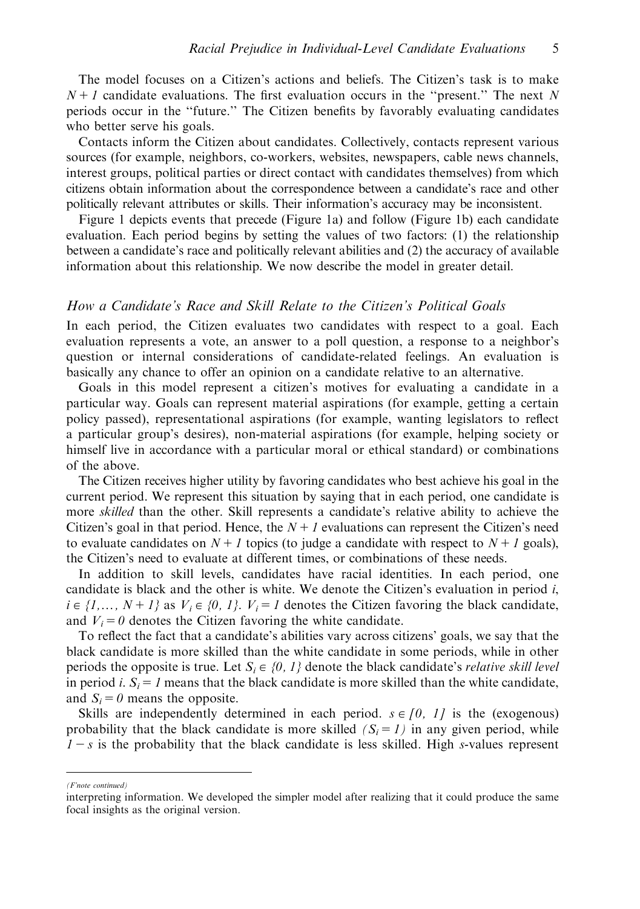The model focuses on a Citizen's actions and beliefs. The Citizen's task is to make $N+1$ candidate evaluations. The first evaluation occurs in the "present." The next $N$ periods occur in the "future." The Citizen benefits by favorably evaluating candidates who better serve his goals.

Contacts inform the Citizen about candidates. Collectively, contacts represent various sources (for example, neighbors, co-workers, websites, newspapers, cable news channels, interest groups, political parties or direct contact with candidates themselves) from which citizens obtain information about the correspondence between a candidate's race and other politically relevant attributes or skills. Their information's accuracy may be inconsistent.

Figure 1 depicts events that precede (Figure 1a) and follow (Figure 1b) each candidate evaluation. Each period begins by setting the values of two factors: (1) the relationship between a candidate's race and politically relevant abilities and (2) the accuracy of available information about this relationship. We now describe the model in greater detail.

### *How a Candidate's Race and Skill Relate to the Citizen's Political Goals*

In each period, the Citizen evaluates two candidates with respect to a goal. Each evaluation represents a vote, an answer to a poll question, a response to a neighbor's question or internal considerations of candidate-related feelings. An evaluation is basically any chance to offer an opinion on a candidate relative to an alternative.

Goals in this model represent a citizen's motives for evaluating a candidate in a particular way. Goals can represent material aspirations (for example, getting a certain policy passed), representational aspirations (for example, wanting legislators to reflect a particular group's desires), non-material aspirations (for example, helping society or himself live in accordance with a particular moral or ethical standard) or combinations of the above.

The Citizen receives higher utility by favoring candidates who best achieve his goal in the current period. We represent this situation by saying that in each period, one candidate is more *skilled* than the other. Skill represents a candidate's relative ability to achieve the Citizen's goal in that period. Hence, the $N+1$ evaluations can represent the Citizen's need to evaluate candidates on $N+1$ topics (to judge a candidate with respect to $N+1$ goals), the Citizen's need to evaluate at different times, or combinations of these needs.

In addition to skill levels, candidates have racial identities. In each period, one candidate is black and the other is white. We denote the Citizen's evaluation in period $i$, $i \in \{1, \ldots, N+1\}$ as $V_i \in \{0, 1\}$. $V_i = 1$ denotes the Citizen favoring the black candidate, and $V_i = 0$ denotes the Citizen favoring the white candidate.

To reflect the fact that a candidate's abilities vary across citizens' goals, we say that the black candidate is more skilled than the white candidate in some periods, while in other periods the opposite is true. Let $S_i \in \{0, 1\}$ denote the black candidate's *relative skill level* in period $i$. $S_i = 1$ means that the black candidate is more skilled than the white candidate, and $S_i = 0$ means the opposite.

Skills are independently determined in each period. $s \in [0, 1]$ is the (exogenous) probability that the black candidate is more skilled $(S_i = 1)$ in any given period, while $1 - s$ is the probability that the black candidate is less skilled. High $s$-values represent

---

*(F'note continued)*

interpreting information. We developed the simpler model after realizing that it could produce the same focal insights as the original version.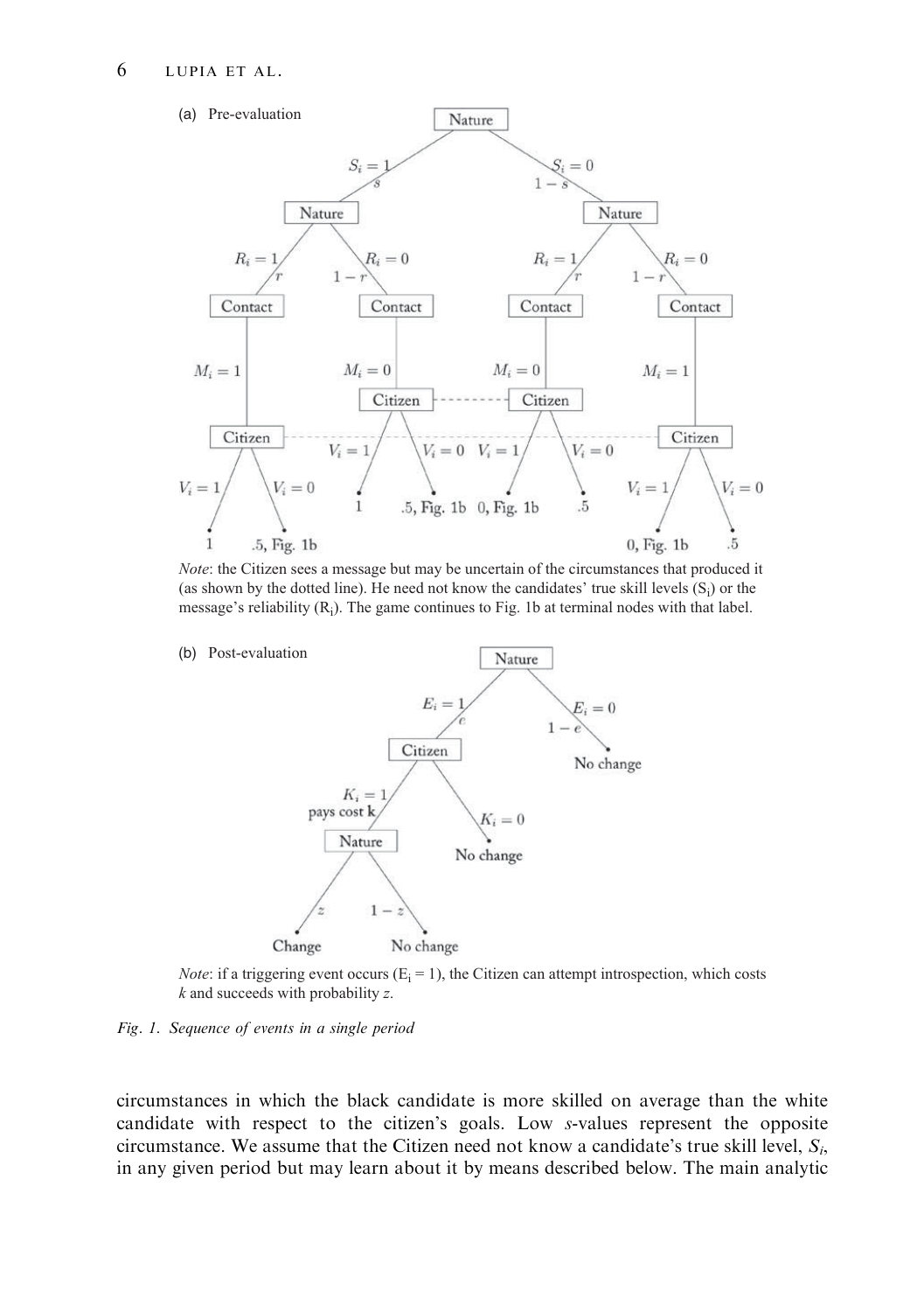(a) Pre-evaluation

*Note*: the Citizen sees a message but may be uncertain of the circumstances that produced it (as shown by the dotted line). He need not know the candidates' true skill levels ($S_i$) or the message's reliability ($R_i$). The game continues to Fig. 1b at terminal nodes with that label.

(b) Post-evaluation

*Note*: if a triggering event occurs ($E_i = 1$), the Citizen can attempt introspection, which costs $k$ and succeeds with probability $z$.

*Fig. 1. Sequence of events in a single period*

circumstances in which the black candidate is more skilled on average than the white candidate with respect to the citizen's goals. Low $s$-values represent the opposite circumstance. We assume that the Citizen need not know a candidate's true skill level, $S_i$, in any given period but may learn about it by means described below. The main analytic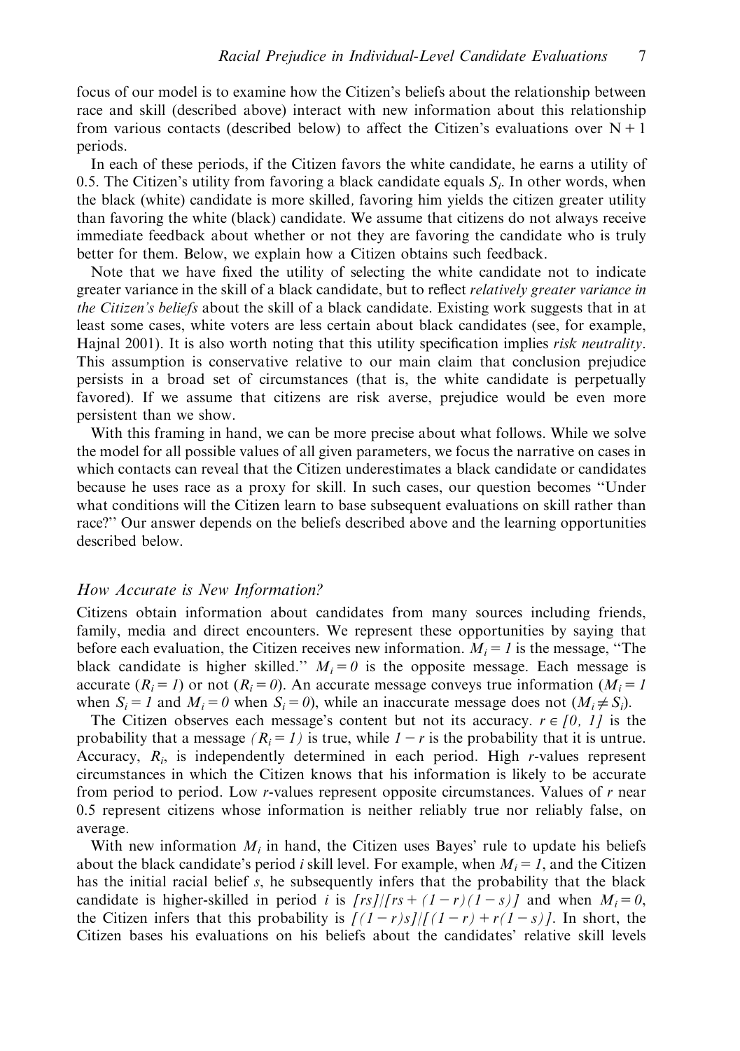focus of our model is to examine how the Citizen's beliefs about the relationship between race and skill (described above) interact with new information about this relationship from various contacts (described below) to affect the Citizen's evaluations over $N + 1$ periods.

In each of these periods, if the Citizen favors the white candidate, he earns a utility of 0.5. The Citizen's utility from favoring a black candidate equals $S_i$. In other words, when the black (white) candidate is more skilled, favoring him yields the citizen greater utility than favoring the white (black) candidate. We assume that citizens do not always receive immediate feedback about whether or not they are favoring the candidate who is truly better for them. Below, we explain how a Citizen obtains such feedback.

Note that we have fixed the utility of selecting the white candidate not to indicate greater variance in the skill of a black candidate, but to reflect *relatively greater variance in the Citizen's beliefs* about the skill of a black candidate. Existing work suggests that in at least some cases, white voters are less certain about black candidates (see, for example, Hajnal 2001). It is also worth noting that this utility specification implies *risk neutrality*. This assumption is conservative relative to our main claim that conclusion prejudice persists in a broad set of circumstances (that is, the white candidate is perpetually favored). If we assume that citizens are risk averse, prejudice would be even more persistent than we show.

With this framing in hand, we can be more precise about what follows. While we solve the model for all possible values of all given parameters, we focus the narrative on cases in which contacts can reveal that the Citizen underestimates a black candidate or candidates because he uses race as a proxy for skill. In such cases, our question becomes "Under what conditions will the Citizen learn to base subsequent evaluations on skill rather than race?" Our answer depends on the beliefs described above and the learning opportunities described below.

### *How Accurate is New Information?*

Citizens obtain information about candidates from many sources including friends, family, media and direct encounters. We represent these opportunities by saying that before each evaluation, the Citizen receives new information. $M_i = 1$ is the message, "The black candidate is higher skilled." $M_i = 0$ is the opposite message. Each message is accurate ($R_i = 1$) or not ($R_i = 0$). An accurate message conveys true information ($M_i = 1$ when $S_i = 1$ and $M_i = 0$ when $S_i = 0$), while an inaccurate message does not ($M_i \neq S_i$).

The Citizen observes each message's content but not its accuracy. $r \in [0, 1]$ is the probability that a message ($R_i = 1$) is true, while $1 - r$ is the probability that it is untrue. Accuracy, $R_i$, is independently determined in each period. High $r$-values represent circumstances in which the Citizen knows that his information is likely to be accurate from period to period. Low $r$-values represent opposite circumstances. Values of $r$ near 0.5 represent citizens whose information is neither reliably true nor reliably false, on average.

With new information $M_i$ in hand, the Citizen uses Bayes' rule to update his beliefs about the black candidate's period $i$ skill level. For example, when $M_i = 1$, and the Citizen has the initial racial belief $s$, he subsequently infers that the probability that the black candidate is higher-skilled in period $i$ is $[rs]/[rs + (1 - r)(1 - s)]$ and when $M_i = 0$, the Citizen infers that this probability is $[(1 - r)s]/[(1 - r) + r(1 - s)]$. In short, the Citizen bases his evaluations on his beliefs about the candidates' relative skill levels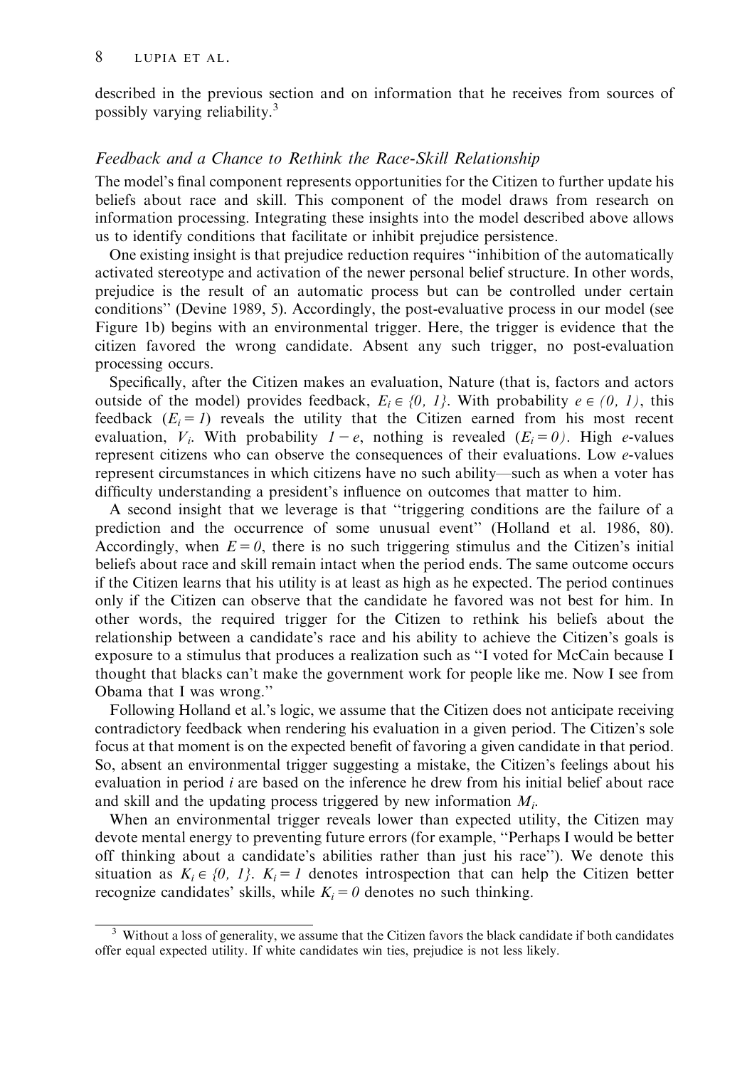described in the previous section and on information that he receives from sources of possibly varying reliability.[3]

### *Feedback and a Chance to Rethink the Race-Skill Relationship*

The model's final component represents opportunities for the Citizen to further update his beliefs about race and skill. This component of the model draws from research on information processing. Integrating these insights into the model described above allows us to identify conditions that facilitate or inhibit prejudice persistence.

One existing insight is that prejudice reduction requires "inhibition of the automatically activated stereotype and activation of the newer personal belief structure. In other words, prejudice is the result of an automatic process but can be controlled under certain conditions" (Devine 1989, 5). Accordingly, the post-evaluative process in our model (see Figure 1b) begins with an environmental trigger. Here, the trigger is evidence that the citizen favored the wrong candidate. Absent any such trigger, no post-evaluation processing occurs.

Specifically, after the Citizen makes an evaluation, Nature (that is, factors and actors outside of the model) provides feedback, $E_i \in \{0, 1\}$. With probability $e \in (0, 1)$, this feedback ($E_i = 1$) reveals the utility that the Citizen earned from his most recent evaluation, $V_i$. With probability $1 - e$, nothing is revealed ($E_i = 0$). High $e$-values represent citizens who can observe the consequences of their evaluations. Low $e$-values represent circumstances in which citizens have no such ability—such as when a voter has difficulty understanding a president's influence on outcomes that matter to him.

A second insight that we leverage is that "triggering conditions are the failure of a prediction and the occurrence of some unusual event" (Holland et al. 1986, 80). Accordingly, when $E = 0$, there is no such triggering stimulus and the Citizen's initial beliefs about race and skill remain intact when the period ends. The same outcome occurs if the Citizen learns that his utility is at least as high as he expected. The period continues only if the Citizen can observe that the candidate he favored was not best for him. In other words, the required trigger for the Citizen to rethink his beliefs about the relationship between a candidate's race and his ability to achieve the Citizen's goals is exposure to a stimulus that produces a realization such as "I voted for McCain because I thought that blacks can't make the government work for people like me. Now I see from Obama that I was wrong."

Following Holland et al.'s logic, we assume that the Citizen does not anticipate receiving contradictory feedback when rendering his evaluation in a given period. The Citizen's sole focus at that moment is on the expected benefit of favoring a given candidate in that period. So, absent an environmental trigger suggesting a mistake, the Citizen's feelings about his evaluation in period $i$ are based on the inference he drew from his initial belief about race and skill and the updating process triggered by new information $M_i$.

When an environmental trigger reveals lower than expected utility, the Citizen may devote mental energy to preventing future errors (for example, "Perhaps I would be better off thinking about a candidate's abilities rather than just his race"). We denote this situation as $K_i \in \{0, 1\}$. $K_i = 1$ denotes introspection that can help the Citizen better recognize candidates' skills, while $K_i = 0$ denotes no such thinking.

[3] Without a loss of generality, we assume that the Citizen favors the black candidate if both candidates offer equal expected utility. If white candidates win ties, prejudice is not less likely.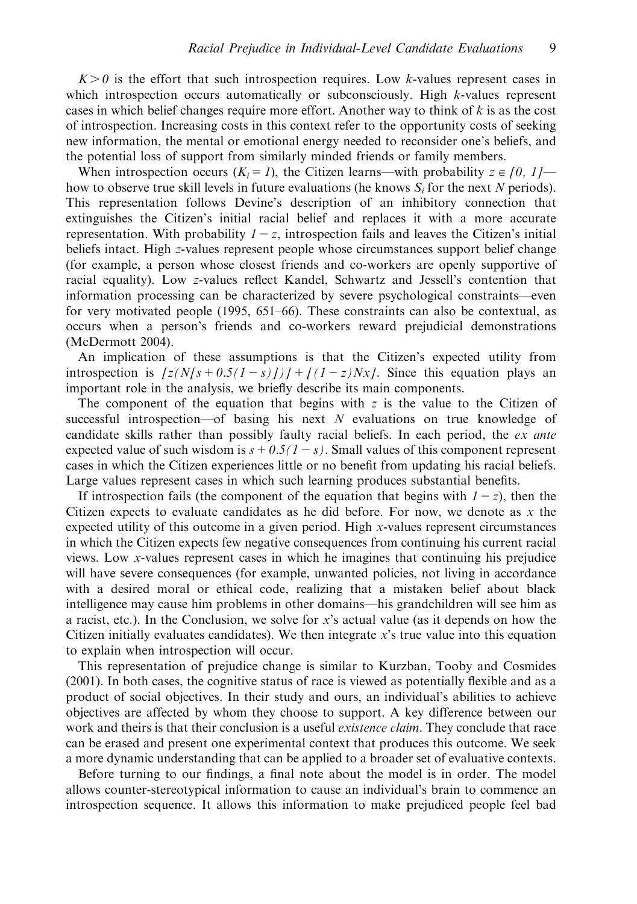$K > 0$ is the effort that such introspection requires. Low $k$-values represent cases in which introspection occurs automatically or subconsciously. High $k$-values represent cases in which belief changes require more effort. Another way to think of $k$ is as the cost of introspection. Increasing costs in this context refer to the opportunity costs of seeking new information, the mental or emotional energy needed to reconsider one's beliefs, and the potential loss of support from similarly minded friends or family members.

When introspection occurs ($K_i = 1$), the Citizen learns—with probability $z \in [0, 1]$—how to observe true skill levels in future evaluations (he knows $S_i$ for the next $N$ periods). This representation follows Devine's description of an inhibitory connection that extinguishes the Citizen's initial racial belief and replaces it with a more accurate representation. With probability $1 - z$, introspection fails and leaves the Citizen's initial beliefs intact. High $z$-values represent people whose circumstances support belief change (for example, a person whose closest friends and co-workers are openly supportive of racial equality). Low $z$-values reflect Kandel, Schwartz and Jessell's contention that information processing can be characterized by severe psychological constraints—even for very motivated people (1995, 651–66). These constraints can also be contextual, as occurs when a person's friends and co-workers reward prejudicial demonstrations (McDermott 2004).

An implication of these assumptions is that the Citizen's expected utility from introspection is $[z(N[s + 0.5(1 - s)])] + [(1 - z)Nx]$. Since this equation plays an important role in the analysis, we briefly describe its main components.

The component of the equation that begins with $z$ is the value to the Citizen of successful introspection—of basing his next $N$ evaluations on true knowledge of candidate skills rather than possibly faulty racial beliefs. In each period, the *ex ante* expected value of such wisdom is $s + 0.5(1 - s)$. Small values of this component represent cases in which the Citizen experiences little or no benefit from updating his racial beliefs. Large values represent cases in which such learning produces substantial benefits.

If introspection fails (the component of the equation that begins with $1 - z$), then the Citizen expects to evaluate candidates as he did before. For now, we denote as $x$ the expected utility of this outcome in a given period. High $x$-values represent circumstances in which the Citizen expects few negative consequences from continuing his current racial views. Low $x$-values represent cases in which he imagines that continuing his prejudice will have severe consequences (for example, unwanted policies, not living in accordance with a desired moral or ethical code, realizing that a mistaken belief about black intelligence may cause him problems in other domains—his grandchildren will see him as a racist, etc.). In the Conclusion, we solve for $x$'s actual value (as it depends on how the Citizen initially evaluates candidates). We then integrate $x$'s true value into this equation to explain when introspection will occur.

This representation of prejudice change is similar to Kurzban, Tooby and Cosmides (2001). In both cases, the cognitive status of race is viewed as potentially flexible and as a product of social objectives. In their study and ours, an individual's abilities to achieve objectives are affected by whom they choose to support. A key difference between our work and theirs is that their conclusion is a useful *existence claim*. They conclude that race can be erased and present one experimental context that produces this outcome. We seek a more dynamic understanding that can be applied to a broader set of evaluative contexts.

Before turning to our findings, a final note about the model is in order. The model allows counter-stereotypical information to cause an individual's brain to commence an introspection sequence. It allows this information to make prejudiced people feel bad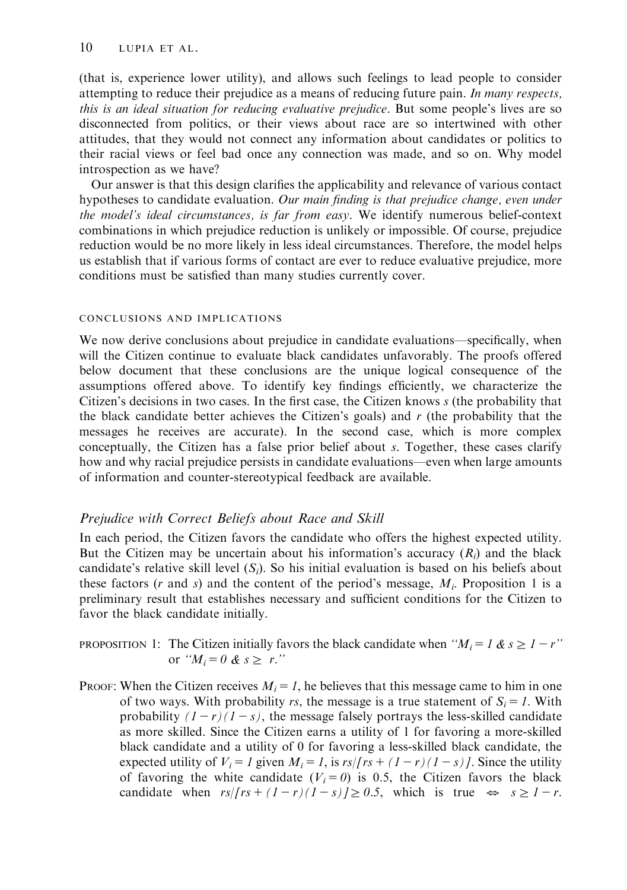(that is, experience lower utility), and allows such feelings to lead people to consider attempting to reduce their prejudice as a means of reducing future pain. *In many respects, this is an ideal situation for reducing evaluative prejudice*. But some people's lives are so disconnected from politics, or their views about race are so intertwined with other attitudes, that they would not connect any information about candidates or politics to their racial views or feel bad once any connection was made, and so on. Why model introspection as we have?

Our answer is that this design clarifies the applicability and relevance of various contact hypotheses to candidate evaluation. *Our main finding is that prejudice change, even under the model's ideal circumstances, is far from easy*. We identify numerous belief-context combinations in which prejudice reduction is unlikely or impossible. Of course, prejudice reduction would be no more likely in less ideal circumstances. Therefore, the model helps us establish that if various forms of contact are ever to reduce evaluative prejudice, more conditions must be satisfied than many studies currently cover.

## CONCLUSIONS AND IMPLICATIONS

We now derive conclusions about prejudice in candidate evaluations—specifically, when will the Citizen continue to evaluate black candidates unfavorably. The proofs offered below document that these conclusions are the unique logical consequence of the assumptions offered above. To identify key findings efficiently, we characterize the Citizen's decisions in two cases. In the first case, the Citizen knows $s$ (the probability that the black candidate better achieves the Citizen's goals) and $r$ (the probability that the messages he receives are accurate). In the second case, which is more complex conceptually, the Citizen has a false prior belief about $s$. Together, these cases clarify how and why racial prejudice persists in candidate evaluations—even when large amounts of information and counter-stereotypical feedback are available.

### *Prejudice with Correct Beliefs about Race and Skill*

In each period, the Citizen favors the candidate who offers the highest expected utility. But the Citizen may be uncertain about his information's accuracy ($R_i$) and the black candidate's relative skill level ($S_i$). So his initial evaluation is based on his beliefs about these factors ($r$ and $s$) and the content of the period's message, $M_i$. Proposition 1 is a preliminary result that establishes necessary and sufficient conditions for the Citizen to favor the black candidate initially.

PROPOSITION 1: The Citizen initially favors the black candidate when "$M_i = 1$ & $s \geq 1 - r$" or "$M_i = 0$ & $s \geq r$."

PROOF: When the Citizen receives $M_i = 1$, he believes that this message came to him in one of two ways. With probability $rs$, the message is a true statement of $S_i = 1$. With probability $(1 - r)(1 - s)$, the message falsely portrays the less-skilled candidate as more skilled. Since the Citizen earns a utility of 1 for favoring a more-skilled black candidate and a utility of 0 for favoring a less-skilled black candidate, the expected utility of $V_i = 1$ given $M_i = 1$, is $rs/[rs + (1 - r)(1 - s)]$. Since the utility of favoring the white candidate ($V_i = 0$) is 0.5, the Citizen favors the black candidate when $rs/[rs + (1 - r)(1 - s)] \geq 0.5$, which is true $\Leftrightarrow$ $s \geq 1 - r$.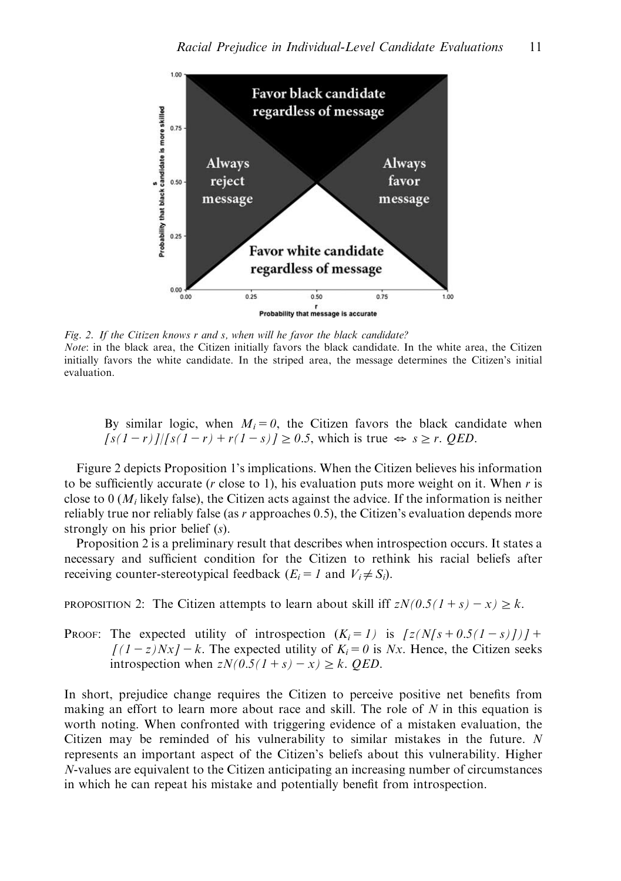*Fig. 2. If the Citizen knows r and s, when will he favor the black candidate?*
*Note*: in the black area, the Citizen initially favors the black candidate. In the white area, the Citizen initially favors the white candidate. In the striped area, the message determines the Citizen's initial evaluation.

> By similar logic, when $M_i = 0$, the Citizen favors the black candidate when $[s(1-r)]/[s(1-r) + r(1-s)] \geq 0.5$, which is true $\Leftrightarrow s \geq r$. *QED*.

Figure 2 depicts Proposition 1's implications. When the Citizen believes his information to be sufficiently accurate ($r$ close to 1), his evaluation puts more weight on it. When $r$ is close to 0 ($M_i$ likely false), the Citizen acts against the advice. If the information is neither reliably true nor reliably false (as $r$ approaches 0.5), the Citizen's evaluation depends more strongly on his prior belief ($s$).

Proposition 2 is a preliminary result that describes when introspection occurs. It states a necessary and sufficient condition for the Citizen to rethink his racial beliefs after receiving counter-stereotypical feedback ($E_i = 1$ and $V_i \neq S_i$).

PROPOSITION 2: The Citizen attempts to learn about skill iff $zN(0.5(1+s) - x) \geq k$.

PROOF: The expected utility of introspection ($K_i = 1$) is $[z(N[s + 0.5(1-s)])] + [(1-z)Nx] - k$. The expected utility of $K_i = 0$ is $Nx$. Hence, the Citizen seeks introspection when $zN(0.5(1+s) - x) \geq k$. *QED*.

In short, prejudice change requires the Citizen to perceive positive net benefits from making an effort to learn more about race and skill. The role of $N$ in this equation is worth noting. When confronted with triggering evidence of a mistaken evaluation, the Citizen may be reminded of his vulnerability to similar mistakes in the future. $N$ represents an important aspect of the Citizen's beliefs about this vulnerability. Higher $N$-values are equivalent to the Citizen anticipating an increasing number of circumstances in which he can repeat his mistake and potentially benefit from introspection.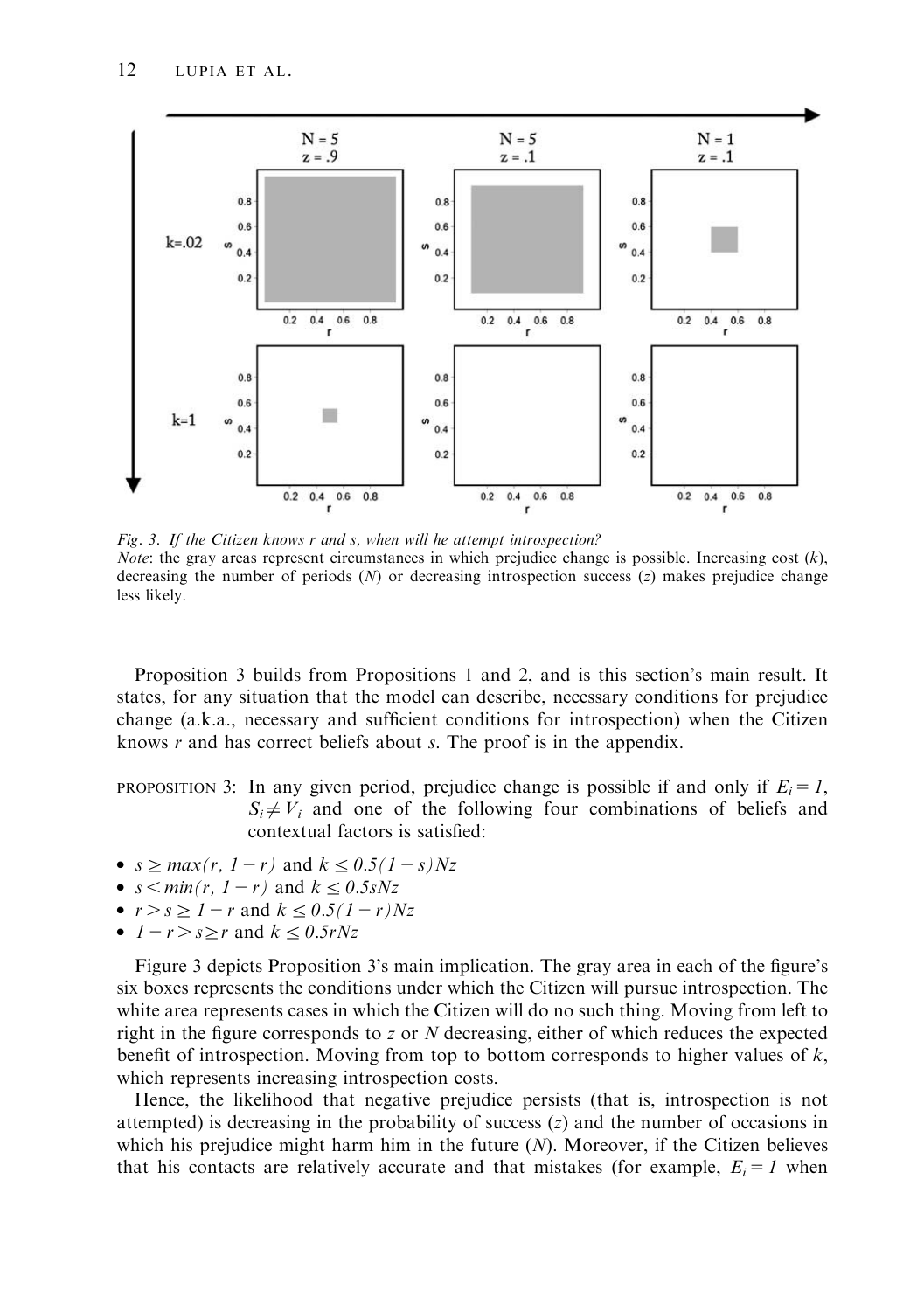*Fig. 3. If the Citizen knows r and s, when will he attempt introspection?*
*Note*: the gray areas represent circumstances in which prejudice change is possible. Increasing cost ($k$), decreasing the number of periods ($N$) or decreasing introspection success ($z$) makes prejudice change less likely.

Proposition 3 builds from Propositions 1 and 2, and is this section's main result. It states, for any situation that the model can describe, necessary conditions for prejudice change (a.k.a., necessary and sufficient conditions for introspection) when the Citizen knows $r$ and has correct beliefs about $s$. The proof is in the appendix.

PROPOSITION 3: In any given period, prejudice change is possible if and only if $E_i = 1$, $S_i \neq V_i$ and one of the following four combinations of beliefs and contextual factors is satisfied:

- $s \geq max(r, 1-r)$ and $k \leq 0.5(1-s)Nz$
- $s < min(r, 1-r)$ and $k \leq 0.5sNz$
- $r > s \geq 1-r$ and $k \leq 0.5(1-r)Nz$
- $1-r > s \geq r$ and $k \leq 0.5rNz$

Figure 3 depicts Proposition 3's main implication. The gray area in each of the figure's six boxes represents the conditions under which the Citizen will pursue introspection. The white area represents cases in which the Citizen will do no such thing. Moving from left to right in the figure corresponds to $z$ or $N$ decreasing, either of which reduces the expected benefit of introspection. Moving from top to bottom corresponds to higher values of $k$, which represents increasing introspection costs.

Hence, the likelihood that negative prejudice persists (that is, introspection is not attempted) is decreasing in the probability of success ($z$) and the number of occasions in which his prejudice might harm him in the future ($N$). Moreover, if the Citizen believes that his contacts are relatively accurate and that mistakes (for example, $E_i = 1$ when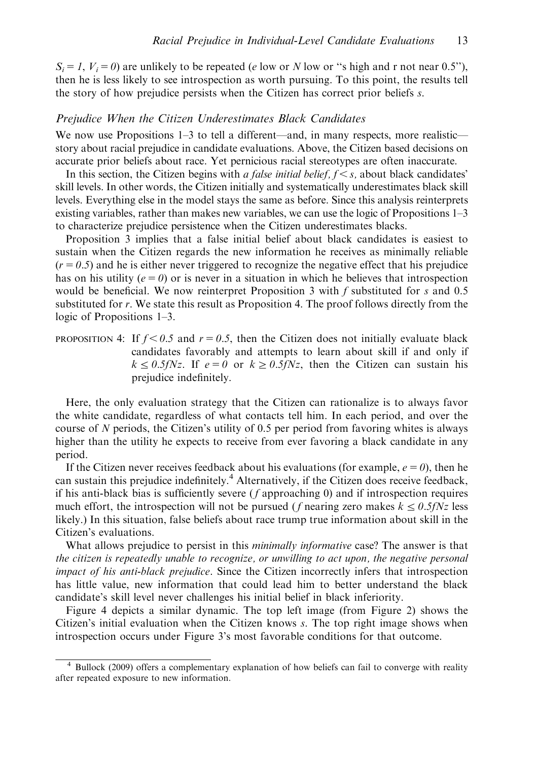$S_i = 1$, $V_i = 0$) are unlikely to be repeated ($e$ low or $N$ low or "s high and r not near 0.5"), then he is less likely to see introspection as worth pursuing. To this point, the results tell the story of how prejudice persists when the Citizen has correct prior beliefs $s$.

### *Prejudice When the Citizen Underestimates Black Candidates*

We now use Propositions 1–3 to tell a different—and, in many respects, more realistic—story about racial prejudice in candidate evaluations. Above, the Citizen based decisions on accurate prior beliefs about race. Yet pernicious racial stereotypes are often inaccurate.

In this section, the Citizen begins with *a false initial belief, $f < s$,* about black candidates' skill levels. In other words, the Citizen initially and systematically underestimates black skill levels. Everything else in the model stays the same as before. Since this analysis reinterprets existing variables, rather than makes new variables, we can use the logic of Propositions 1–3 to characterize prejudice persistence when the Citizen underestimates blacks.

Proposition 3 implies that a false initial belief about black candidates is easiest to sustain when the Citizen regards the new information he receives as minimally reliable ($r = 0.5$) and he is either never triggered to recognize the negative effect that his prejudice has on his utility ($e = 0$) or is never in a situation in which he believes that introspection would be beneficial. We now reinterpret Proposition 3 with $f$ substituted for $s$ and 0.5 substituted for $r$. We state this result as Proposition 4. The proof follows directly from the logic of Propositions 1–3.

PROPOSITION 4: If $f < 0.5$ and $r = 0.5$, then the Citizen does not initially evaluate black candidates favorably and attempts to learn about skill if and only if $k \leq 0.5fNz$. If $e = 0$ or $k \geq 0.5fNz$, then the Citizen can sustain his prejudice indefinitely.

Here, the only evaluation strategy that the Citizen can rationalize is to always favor the white candidate, regardless of what contacts tell him. In each period, and over the course of $N$ periods, the Citizen's utility of 0.5 per period from favoring whites is always higher than the utility he expects to receive from ever favoring a black candidate in any period.

If the Citizen never receives feedback about his evaluations (for example, $e = 0$), then he can sustain this prejudice indefinitely.[4] Alternatively, if the Citizen does receive feedback, if his anti-black bias is sufficiently severe ($f$ approaching 0) and if introspection requires much effort, the introspection will not be pursued ($f$ nearing zero makes $k \leq 0.5fNz$ less likely.) In this situation, false beliefs about race trump true information about skill in the Citizen's evaluations.

What allows prejudice to persist in this *minimally informative* case? The answer is that *the citizen is repeatedly unable to recognize, or unwilling to act upon, the negative personal impact of his anti-black prejudice*. Since the Citizen incorrectly infers that introspection has little value, new information that could lead him to better understand the black candidate's skill level never challenges his initial belief in black inferiority.

Figure 4 depicts a similar dynamic. The top left image (from Figure 2) shows the Citizen's initial evaluation when the Citizen knows $s$. The top right image shows when introspection occurs under Figure 3's most favorable conditions for that outcome.

---

[4] Bullock (2009) offers a complementary explanation of how beliefs can fail to converge with reality after repeated exposure to new information.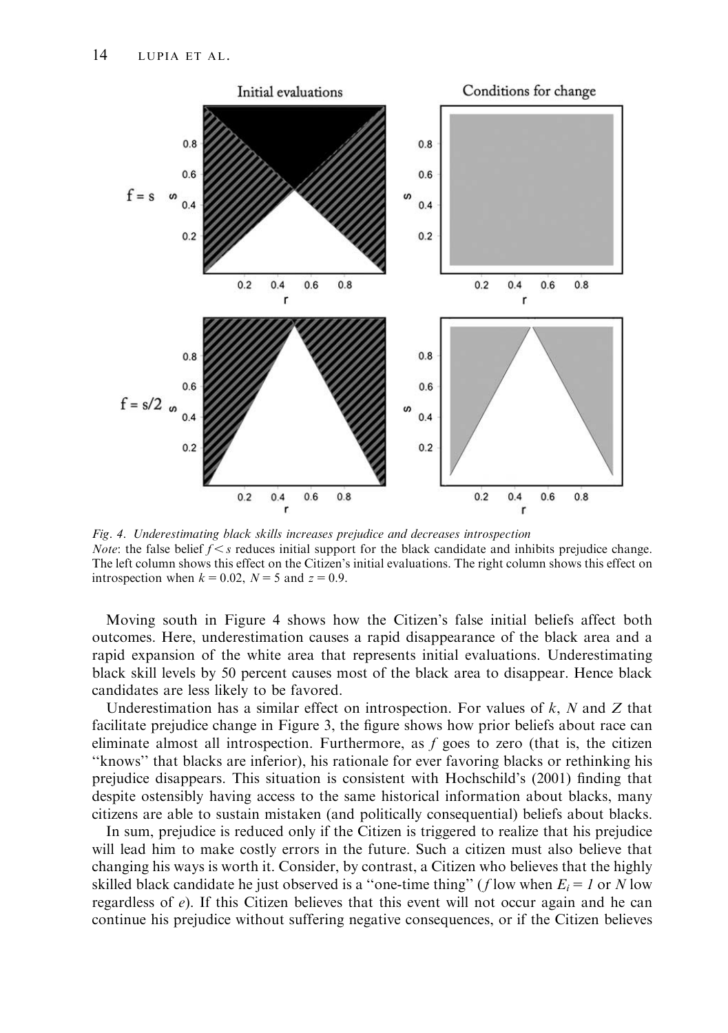*Fig. 4. Underestimating black skills increases prejudice and decreases introspection*

*Note*: the false belief $f < s$ reduces initial support for the black candidate and inhibits prejudice change. The left column shows this effect on the Citizen's initial evaluations. The right column shows this effect on introspection when $k = 0.02$, $N = 5$ and $z = 0.9$.

Moving south in Figure 4 shows how the Citizen's false initial beliefs affect both outcomes. Here, underestimation causes a rapid disappearance of the black area and a rapid expansion of the white area that represents initial evaluations. Underestimating black skill levels by 50 percent causes most of the black area to disappear. Hence black candidates are less likely to be favored.

Underestimation has a similar effect on introspection. For values of $k$, $N$ and $Z$ that facilitate prejudice change in Figure 3, the figure shows how prior beliefs about race can eliminate almost all introspection. Furthermore, as $f$ goes to zero (that is, the citizen "knows" that blacks are inferior), his rationale for ever favoring blacks or rethinking his prejudice disappears. This situation is consistent with Hochschild's (2001) finding that despite ostensibly having access to the same historical information about blacks, many citizens are able to sustain mistaken (and politically consequential) beliefs about blacks.

In sum, prejudice is reduced only if the Citizen is triggered to realize that his prejudice will lead him to make costly errors in the future. Such a citizen must also believe that changing his ways is worth it. Consider, by contrast, a Citizen who believes that the highly skilled black candidate he just observed is a "one-time thing" ($f$ low when $E_i = 1$ or $N$ low regardless of $e$). If this Citizen believes that this event will not occur again and he can continue his prejudice without suffering negative consequences, or if the Citizen believes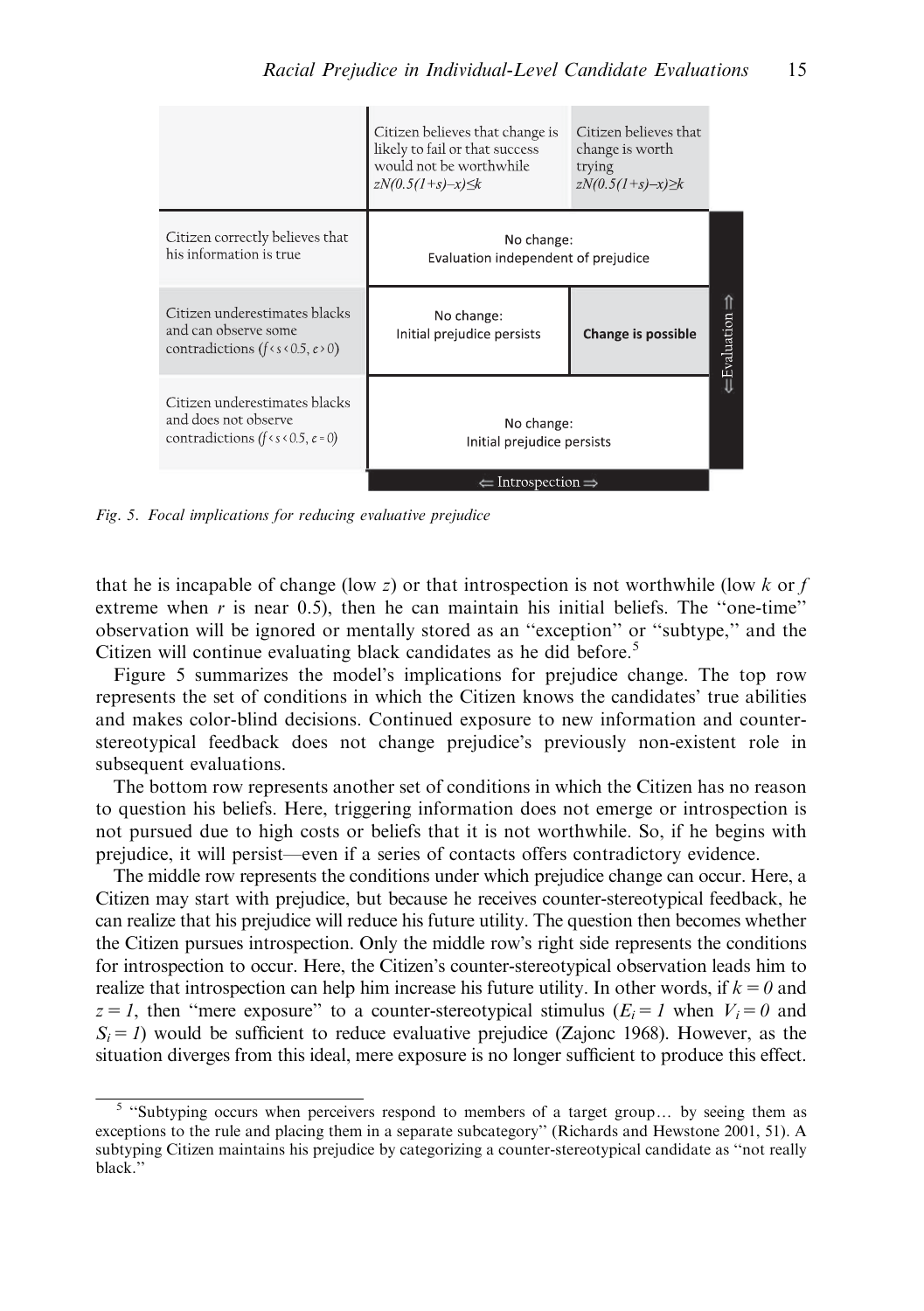|  | Citizen believes that change is likely to fail or that success would not be worthwhile $zN(0.5(1+s)-x)\leq k$ | Citizen believes that change is worth trying $zN(0.5(1+s)-x)\geq k$ |
|---|---|---|
| Citizen correctly believes that his information is true | No change: Evaluation independent of prejudice | |
| Citizen underestimates blacks and can observe some contradictions ($f<s<0.5$, $e>0$) | No change: Initial prejudice persists | **Change is possible** |
| Citizen underestimates blacks and does not observe contradictions ($f<s<0.5$, $e=0$) | No change: Initial prejudice persists | |

⇐ Introspection ⇒ (horizontal axis); ⇐ Evaluation ⇒ (vertical axis)

*Fig. 5. Focal implications for reducing evaluative prejudice*

that he is incapable of change (low $z$) or that introspection is not worthwhile (low $k$ or $f$ extreme when $r$ is near 0.5), then he can maintain his initial beliefs. The "one-time" observation will be ignored or mentally stored as an "exception" or "subtype," and the Citizen will continue evaluating black candidates as he did before.[5]

Figure 5 summarizes the model's implications for prejudice change. The top row represents the set of conditions in which the Citizen knows the candidates' true abilities and makes color-blind decisions. Continued exposure to new information and counter-stereotypical feedback does not change prejudice's previously non-existent role in subsequent evaluations.

The bottom row represents another set of conditions in which the Citizen has no reason to question his beliefs. Here, triggering information does not emerge or introspection is not pursued due to high costs or beliefs that it is not worthwhile. So, if he begins with prejudice, it will persist—even if a series of contacts offers contradictory evidence.

The middle row represents the conditions under which prejudice change can occur. Here, a Citizen may start with prejudice, but because he receives counter-stereotypical feedback, he can realize that his prejudice will reduce his future utility. The question then becomes whether the Citizen pursues introspection. Only the middle row's right side represents the conditions for introspection to occur. Here, the Citizen's counter-stereotypical observation leads him to realize that introspection can help him increase his future utility. In other words, if $k = 0$ and $z = 1$, then "mere exposure" to a counter-stereotypical stimulus ($E_i = 1$ when $V_i = 0$ and $S_i = 1$) would be sufficient to reduce evaluative prejudice (Zajonc 1968). However, as the situation diverges from this ideal, mere exposure is no longer sufficient to produce this effect.

[5] "Subtyping occurs when perceivers respond to members of a target group… by seeing them as exceptions to the rule and placing them in a separate subcategory" (Richards and Hewstone 2001, 51). A subtyping Citizen maintains his prejudice by categorizing a counter-stereotypical candidate as "not really black."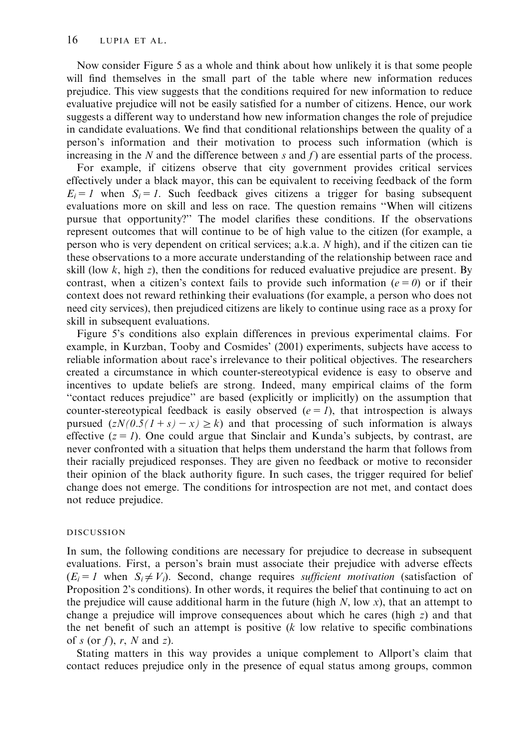Now consider Figure 5 as a whole and think about how unlikely it is that some people will find themselves in the small part of the table where new information reduces prejudice. This view suggests that the conditions required for new information to reduce evaluative prejudice will not be easily satisfied for a number of citizens. Hence, our work suggests a different way to understand how new information changes the role of prejudice in candidate evaluations. We find that conditional relationships between the quality of a person's information and their motivation to process such information (which is increasing in the $N$ and the difference between $s$ and $f$) are essential parts of the process.

For example, if citizens observe that city government provides critical services effectively under a black mayor, this can be equivalent to receiving feedback of the form $E_i = 1$ when $S_i = 1$. Such feedback gives citizens a trigger for basing subsequent evaluations more on skill and less on race. The question remains "When will citizens pursue that opportunity?" The model clarifies these conditions. If the observations represent outcomes that will continue to be of high value to the citizen (for example, a person who is very dependent on critical services; a.k.a. $N$ high), and if the citizen can tie these observations to a more accurate understanding of the relationship between race and skill (low $k$, high $z$), then the conditions for reduced evaluative prejudice are present. By contrast, when a citizen's context fails to provide such information ($e = 0$) or if their context does not reward rethinking their evaluations (for example, a person who does not need city services), then prejudiced citizens are likely to continue using race as a proxy for skill in subsequent evaluations.

Figure 5's conditions also explain differences in previous experimental claims. For example, in Kurzban, Tooby and Cosmides' (2001) experiments, subjects have access to reliable information about race's irrelevance to their political objectives. The researchers created a circumstance in which counter-stereotypical evidence is easy to observe and incentives to update beliefs are strong. Indeed, many empirical claims of the form "contact reduces prejudice" are based (explicitly or implicitly) on the assumption that counter-stereotypical feedback is easily observed ($e = 1$), that introspection is always pursued ($zN(0.5(1 + s) - x) \geq k$) and that processing of such information is always effective ($z = 1$). One could argue that Sinclair and Kunda's subjects, by contrast, are never confronted with a situation that helps them understand the harm that follows from their racially prejudiced responses. They are given no feedback or motive to reconsider their opinion of the black authority figure. In such cases, the trigger required for belief change does not emerge. The conditions for introspection are not met, and contact does not reduce prejudice.

## DISCUSSION

In sum, the following conditions are necessary for prejudice to decrease in subsequent evaluations. First, a person's brain must associate their prejudice with adverse effects ($E_i = 1$ when $S_i \neq V_i$). Second, change requires *sufficient motivation* (satisfaction of Proposition 2's conditions). In other words, it requires the belief that continuing to act on the prejudice will cause additional harm in the future (high $N$, low $x$), that an attempt to change a prejudice will improve consequences about which he cares (high $z$) and that the net benefit of such an attempt is positive ($k$ low relative to specific combinations of $s$ (or $f$), $r$, $N$ and $z$).

Stating matters in this way provides a unique complement to Allport's claim that contact reduces prejudice only in the presence of equal status among groups, common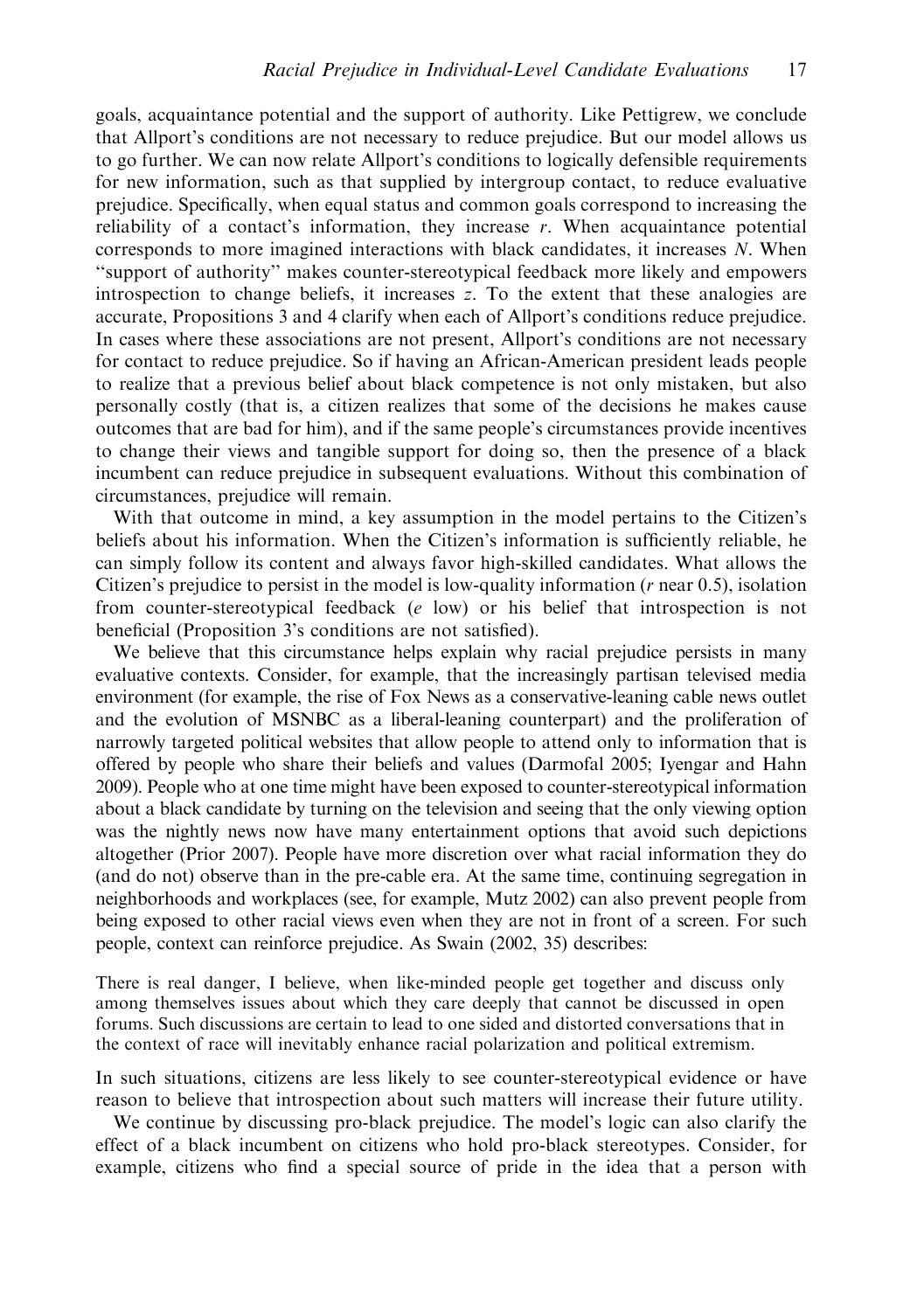goals, acquaintance potential and the support of authority. Like Pettigrew, we conclude that Allport's conditions are not necessary to reduce prejudice. But our model allows us to go further. We can now relate Allport's conditions to logically defensible requirements for new information, such as that supplied by intergroup contact, to reduce evaluative prejudice. Specifically, when equal status and common goals correspond to increasing the reliability of a contact's information, they increase $r$. When acquaintance potential corresponds to more imagined interactions with black candidates, it increases $N$. When "support of authority" makes counter-stereotypical feedback more likely and empowers introspection to change beliefs, it increases $z$. To the extent that these analogies are accurate, Propositions 3 and 4 clarify when each of Allport's conditions reduce prejudice. In cases where these associations are not present, Allport's conditions are not necessary for contact to reduce prejudice. So if having an African-American president leads people to realize that a previous belief about black competence is not only mistaken, but also personally costly (that is, a citizen realizes that some of the decisions he makes cause outcomes that are bad for him), and if the same people's circumstances provide incentives to change their views and tangible support for doing so, then the presence of a black incumbent can reduce prejudice in subsequent evaluations. Without this combination of circumstances, prejudice will remain.

With that outcome in mind, a key assumption in the model pertains to the Citizen's beliefs about his information. When the Citizen's information is sufficiently reliable, he can simply follow its content and always favor high-skilled candidates. What allows the Citizen's prejudice to persist in the model is low-quality information ($r$ near 0.5), isolation from counter-stereotypical feedback ($e$ low) or his belief that introspection is not beneficial (Proposition 3's conditions are not satisfied).

We believe that this circumstance helps explain why racial prejudice persists in many evaluative contexts. Consider, for example, that the increasingly partisan televised media environment (for example, the rise of Fox News as a conservative-leaning cable news outlet and the evolution of MSNBC as a liberal-leaning counterpart) and the proliferation of narrowly targeted political websites that allow people to attend only to information that is offered by people who share their beliefs and values (Darmofal 2005; Iyengar and Hahn 2009). People who at one time might have been exposed to counter-stereotypical information about a black candidate by turning on the television and seeing that the only viewing option was the nightly news now have many entertainment options that avoid such depictions altogether (Prior 2007). People have more discretion over what racial information they do (and do not) observe than in the pre-cable era. At the same time, continuing segregation in neighborhoods and workplaces (see, for example, Mutz 2002) can also prevent people from being exposed to other racial views even when they are not in front of a screen. For such people, context can reinforce prejudice. As Swain (2002, 35) describes:

> There is real danger, I believe, when like-minded people get together and discuss only among themselves issues about which they care deeply that cannot be discussed in open forums. Such discussions are certain to lead to one sided and distorted conversations that in the context of race will inevitably enhance racial polarization and political extremism.

In such situations, citizens are less likely to see counter-stereotypical evidence or have reason to believe that introspection about such matters will increase their future utility.

We continue by discussing pro-black prejudice. The model's logic can also clarify the effect of a black incumbent on citizens who hold pro-black stereotypes. Consider, for example, citizens who find a special source of pride in the idea that a person with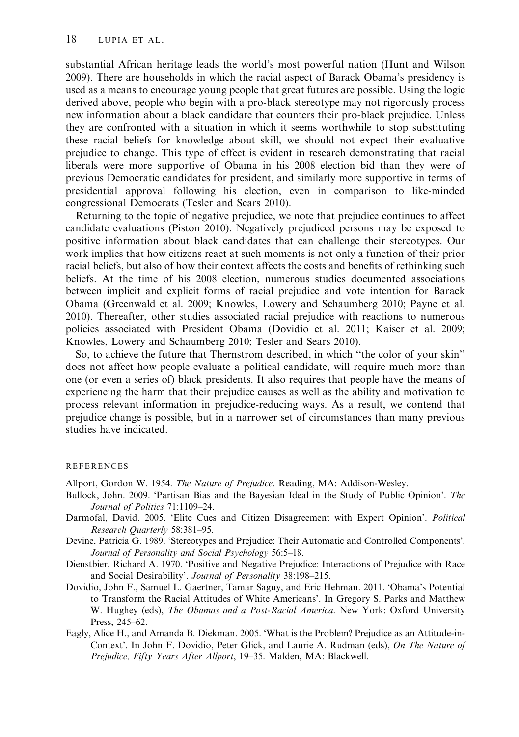substantial African heritage leads the world's most powerful nation (Hunt and Wilson 2009). There are households in which the racial aspect of Barack Obama's presidency is used as a means to encourage young people that great futures are possible. Using the logic derived above, people who begin with a pro-black stereotype may not rigorously process new information about a black candidate that counters their pro-black prejudice. Unless they are confronted with a situation in which it seems worthwhile to stop substituting these racial beliefs for knowledge about skill, we should not expect their evaluative prejudice to change. This type of effect is evident in research demonstrating that racial liberals were more supportive of Obama in his 2008 election bid than they were of previous Democratic candidates for president, and similarly more supportive in terms of presidential approval following his election, even in comparison to like-minded congressional Democrats (Tesler and Sears 2010).

Returning to the topic of negative prejudice, we note that prejudice continues to affect candidate evaluations (Piston 2010). Negatively prejudiced persons may be exposed to positive information about black candidates that can challenge their stereotypes. Our work implies that how citizens react at such moments is not only a function of their prior racial beliefs, but also of how their context affects the costs and benefits of rethinking such beliefs. At the time of his 2008 election, numerous studies documented associations between implicit and explicit forms of racial prejudice and vote intention for Barack Obama (Greenwald et al. 2009; Knowles, Lowery and Schaumberg 2010; Payne et al. 2010). Thereafter, other studies associated racial prejudice with reactions to numerous policies associated with President Obama (Dovidio et al. 2011; Kaiser et al. 2009; Knowles, Lowery and Schaumberg 2010; Tesler and Sears 2010).

So, to achieve the future that Thernstrom described, in which "the color of your skin" does not affect how people evaluate a political candidate, will require much more than one (or even a series of) black presidents. It also requires that people have the means of experiencing the harm that their prejudice causes as well as the ability and motivation to process relevant information in prejudice-reducing ways. As a result, we contend that prejudice change is possible, but in a narrower set of circumstances than many previous studies have indicated.

## REFERENCES

Allport, Gordon W. 1954. *The Nature of Prejudice*. Reading, MA: Addison-Wesley.

Bullock, John. 2009. 'Partisan Bias and the Bayesian Ideal in the Study of Public Opinion'. *The Journal of Politics* 71:1109–24.

Darmofal, David. 2005. 'Elite Cues and Citizen Disagreement with Expert Opinion'. *Political Research Quarterly* 58:381–95.

Devine, Patricia G. 1989. 'Stereotypes and Prejudice: Their Automatic and Controlled Components'. *Journal of Personality and Social Psychology* 56:5–18.

Dienstbier, Richard A. 1970. 'Positive and Negative Prejudice: Interactions of Prejudice with Race and Social Desirability'. *Journal of Personality* 38:198–215.

Dovidio, John F., Samuel L. Gaertner, Tamar Saguy, and Eric Hehman. 2011. 'Obama's Potential to Transform the Racial Attitudes of White Americans'. In Gregory S. Parks and Matthew W. Hughey (eds), *The Obamas and a Post-Racial America*. New York: Oxford University Press, 245–62.

Eagly, Alice H., and Amanda B. Diekman. 2005. 'What is the Problem? Prejudice as an Attitude-in-Context'. In John F. Dovidio, Peter Glick, and Laurie A. Rudman (eds), *On The Nature of Prejudice, Fifty Years After Allport*, 19–35. Malden, MA: Blackwell.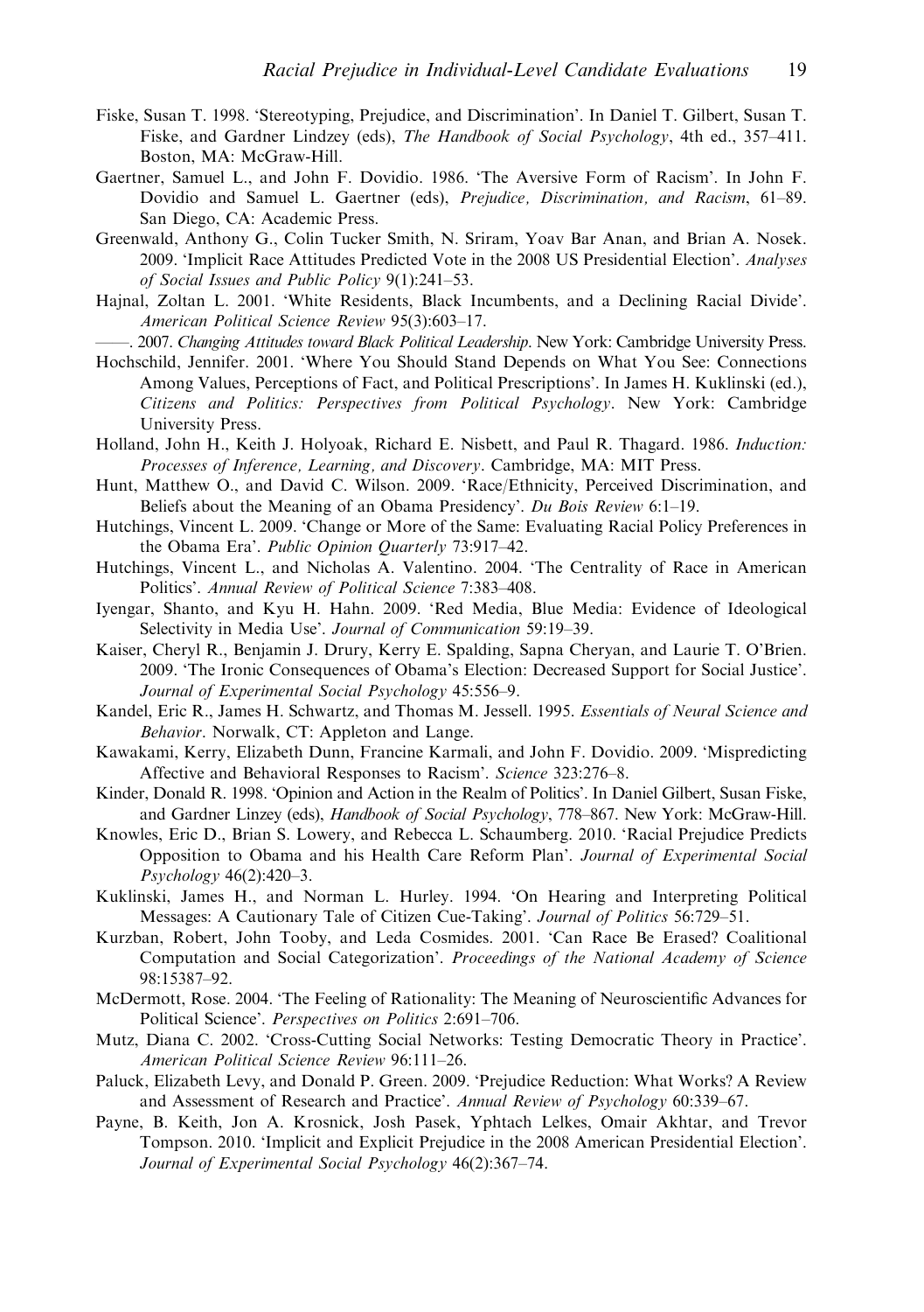Fiske, Susan T. 1998. 'Stereotyping, Prejudice, and Discrimination'. In Daniel T. Gilbert, Susan T. Fiske, and Gardner Lindzey (eds), *The Handbook of Social Psychology*, 4th ed., 357–411. Boston, MA: McGraw-Hill.

Gaertner, Samuel L., and John F. Dovidio. 1986. 'The Aversive Form of Racism'. In John F. Dovidio and Samuel L. Gaertner (eds), *Prejudice, Discrimination, and Racism*, 61–89. San Diego, CA: Academic Press.

Greenwald, Anthony G., Colin Tucker Smith, N. Sriram, Yoav Bar Anan, and Brian A. Nosek. 2009. 'Implicit Race Attitudes Predicted Vote in the 2008 US Presidential Election'. *Analyses of Social Issues and Public Policy* 9(1):241–53.

Hajnal, Zoltan L. 2001. 'White Residents, Black Incumbents, and a Declining Racial Divide'. *American Political Science Review* 95(3):603–17.

——. 2007. *Changing Attitudes toward Black Political Leadership*. New York: Cambridge University Press.

Hochschild, Jennifer. 2001. 'Where You Should Stand Depends on What You See: Connections Among Values, Perceptions of Fact, and Political Prescriptions'. In James H. Kuklinski (ed.), *Citizens and Politics: Perspectives from Political Psychology*. New York: Cambridge University Press.

Holland, John H., Keith J. Holyoak, Richard E. Nisbett, and Paul R. Thagard. 1986. *Induction: Processes of Inference, Learning, and Discovery*. Cambridge, MA: MIT Press.

Hunt, Matthew O., and David C. Wilson. 2009. 'Race/Ethnicity, Perceived Discrimination, and Beliefs about the Meaning of an Obama Presidency'. *Du Bois Review* 6:1–19.

Hutchings, Vincent L. 2009. 'Change or More of the Same: Evaluating Racial Policy Preferences in the Obama Era'. *Public Opinion Quarterly* 73:917–42.

Hutchings, Vincent L., and Nicholas A. Valentino. 2004. 'The Centrality of Race in American Politics'. *Annual Review of Political Science* 7:383–408.

Iyengar, Shanto, and Kyu H. Hahn. 2009. 'Red Media, Blue Media: Evidence of Ideological Selectivity in Media Use'. *Journal of Communication* 59:19–39.

Kaiser, Cheryl R., Benjamin J. Drury, Kerry E. Spalding, Sapna Cheryan, and Laurie T. O'Brien. 2009. 'The Ironic Consequences of Obama's Election: Decreased Support for Social Justice'. *Journal of Experimental Social Psychology* 45:556–9.

Kandel, Eric R., James H. Schwartz, and Thomas M. Jessell. 1995. *Essentials of Neural Science and Behavior*. Norwalk, CT: Appleton and Lange.

Kawakami, Kerry, Elizabeth Dunn, Francine Karmali, and John F. Dovidio. 2009. 'Mispredicting Affective and Behavioral Responses to Racism'. *Science* 323:276–8.

Kinder, Donald R. 1998. 'Opinion and Action in the Realm of Politics'. In Daniel Gilbert, Susan Fiske, and Gardner Linzey (eds), *Handbook of Social Psychology*, 778–867. New York: McGraw-Hill.

Knowles, Eric D., Brian S. Lowery, and Rebecca L. Schaumberg. 2010. 'Racial Prejudice Predicts Opposition to Obama and his Health Care Reform Plan'. *Journal of Experimental Social Psychology* 46(2):420–3.

Kuklinski, James H., and Norman L. Hurley. 1994. 'On Hearing and Interpreting Political Messages: A Cautionary Tale of Citizen Cue-Taking'. *Journal of Politics* 56:729–51.

Kurzban, Robert, John Tooby, and Leda Cosmides. 2001. 'Can Race Be Erased? Coalitional Computation and Social Categorization'. *Proceedings of the National Academy of Science* 98:15387–92.

McDermott, Rose. 2004. 'The Feeling of Rationality: The Meaning of Neuroscientific Advances for Political Science'. *Perspectives on Politics* 2:691–706.

Mutz, Diana C. 2002. 'Cross-Cutting Social Networks: Testing Democratic Theory in Practice'. *American Political Science Review* 96:111–26.

Paluck, Elizabeth Levy, and Donald P. Green. 2009. 'Prejudice Reduction: What Works? A Review and Assessment of Research and Practice'. *Annual Review of Psychology* 60:339–67.

Payne, B. Keith, Jon A. Krosnick, Josh Pasek, Yphtach Lelkes, Omair Akhtar, and Trevor Tompson. 2010. 'Implicit and Explicit Prejudice in the 2008 American Presidential Election'. *Journal of Experimental Social Psychology* 46(2):367–74.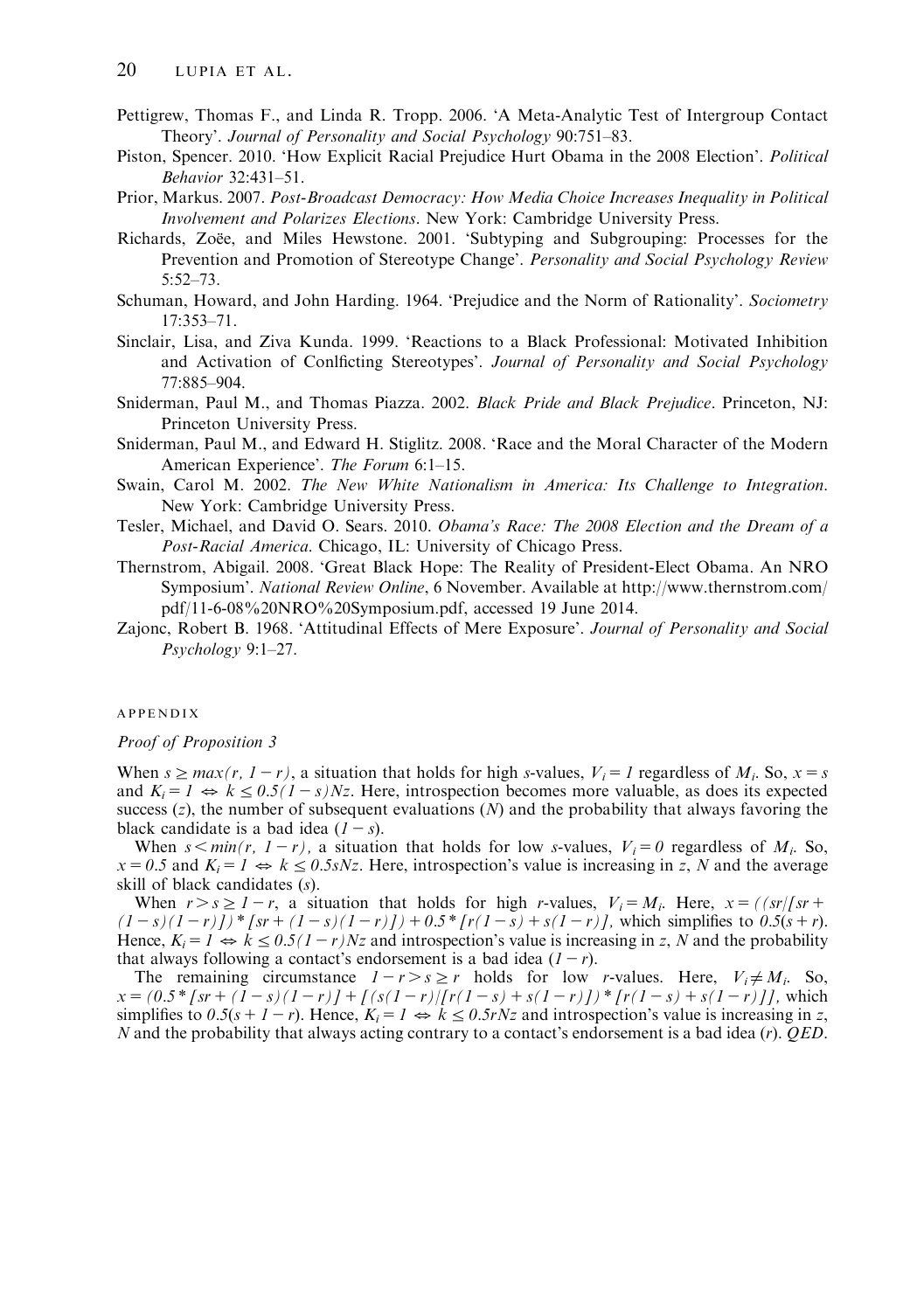Pettigrew, Thomas F., and Linda R. Tropp. 2006. 'A Meta-Analytic Test of Intergroup Contact Theory'. *Journal of Personality and Social Psychology* 90:751–83.

Piston, Spencer. 2010. 'How Explicit Racial Prejudice Hurt Obama in the 2008 Election'. *Political Behavior* 32:431–51.

Prior, Markus. 2007. *Post-Broadcast Democracy: How Media Choice Increases Inequality in Political Involvement and Polarizes Elections*. New York: Cambridge University Press.

Richards, Zoëe, and Miles Hewstone. 2001. 'Subtyping and Subgrouping: Processes for the Prevention and Promotion of Stereotype Change'. *Personality and Social Psychology Review* 5:52–73.

Schuman, Howard, and John Harding. 1964. 'Prejudice and the Norm of Rationality'. *Sociometry* 17:353–71.

Sinclair, Lisa, and Ziva Kunda. 1999. 'Reactions to a Black Professional: Motivated Inhibition and Activation of Conlficting Stereotypes'. *Journal of Personality and Social Psychology* 77:885–904.

Sniderman, Paul M., and Thomas Piazza. 2002. *Black Pride and Black Prejudice*. Princeton, NJ: Princeton University Press.

Sniderman, Paul M., and Edward H. Stiglitz. 2008. 'Race and the Moral Character of the Modern American Experience'. *The Forum* 6:1–15.

Swain, Carol M. 2002. *The New White Nationalism in America: Its Challenge to Integration*. New York: Cambridge University Press.

Tesler, Michael, and David O. Sears. 2010. *Obama's Race: The 2008 Election and the Dream of a Post-Racial America*. Chicago, IL: University of Chicago Press.

Thernstrom, Abigail. 2008. 'Great Black Hope: The Reality of President-Elect Obama. An NRO Symposium'. *National Review Online*, 6 November. Available at http://www.thernstrom.com/pdf/11-6-08%20NRO%20Symposium.pdf, accessed 19 June 2014.

Zajonc, Robert B. 1968. 'Attitudinal Effects of Mere Exposure'. *Journal of Personality and Social Psychology* 9:1–27.

## APPENDIX

### *Proof of Proposition 3*

When $s \geq max(r, 1-r)$, a situation that holds for high *s*-values, $V_i = 1$ regardless of $M_i$. So, $x = s$ and $K_i = 1 \Leftrightarrow k \leq 0.5(1-s)Nz$. Here, introspection becomes more valuable, as does its expected success ($z$), the number of subsequent evaluations ($N$) and the probability that always favoring the black candidate is a bad idea ($1-s$).

When $s < min(r, 1-r)$, a situation that holds for low *s*-values, $V_i = 0$ regardless of $M_i$. So, $x = 0.5$ and $K_i = 1 \Leftrightarrow k \leq 0.5sNz$. Here, introspection's value is increasing in $z$, $N$ and the average skill of black candidates ($s$).

When $r > s \geq 1-r$, a situation that holds for high *r*-values, $V_i = M_i$. Here, $x = ((sr/[sr + (1-s)(1-r)]) * [sr + (1-s)(1-r)]) + 0.5 * [r(1-s) + s(1-r)]$, which simplifies to $0.5(s+r)$. Hence, $K_i = 1 \Leftrightarrow k \leq 0.5(1-r)Nz$ and introspection's value is increasing in $z$, $N$ and the probability that always following a contact's endorsement is a bad idea ($1-r$).

The remaining circumstance $1-r > s \geq r$ holds for low *r*-values. Here, $V_i \neq M_i$. So, $x = (0.5 * [sr + (1-s)(1-r)] + [(s(1-r)/[r(1-s) + s(1-r)]) * [r(1-s) + s(1-r)]]$, which simplifies to $0.5(s + 1 - r)$. Hence, $K_i = 1 \Leftrightarrow k \leq 0.5rNz$ and introspection's value is increasing in $z$, $N$ and the probability that always acting contrary to a contact's endorsement is a bad idea ($r$). *QED*.